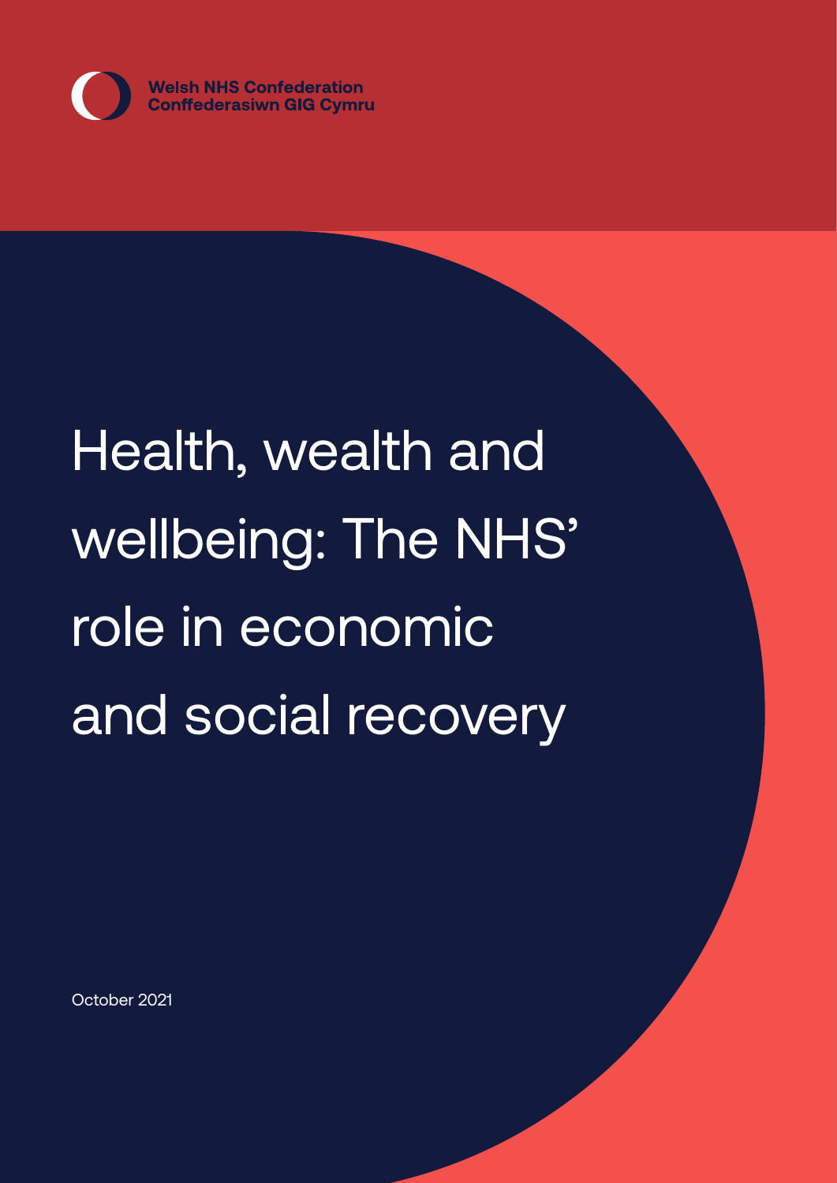Welsh NHS Confederation
Conffederasiwn GIG Cymru

# Health, wealth and wellbeing: The NHS' role in economic and social recovery

October 2021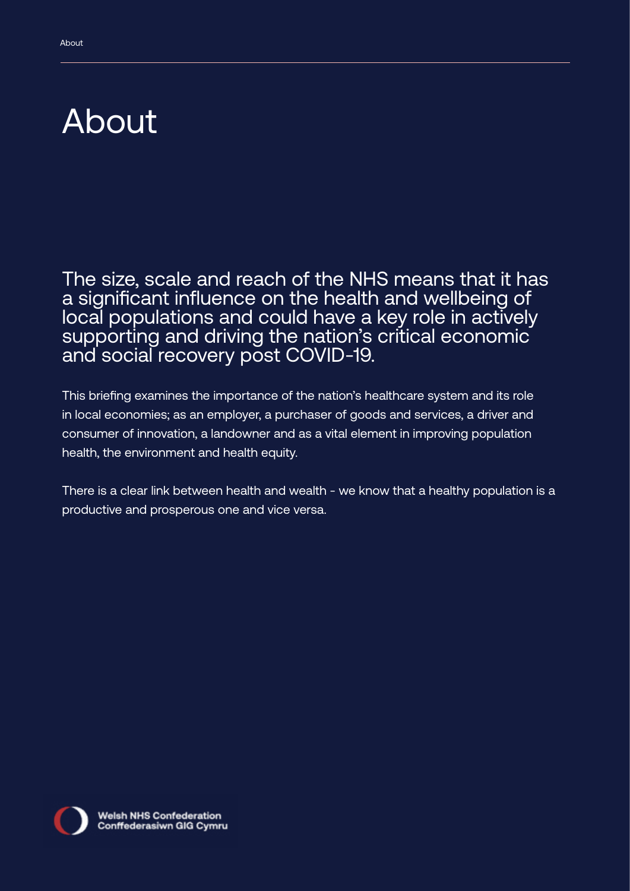# About

The size, scale and reach of the NHS means that it has a significant influence on the health and wellbeing of local populations and could have a key role in actively supporting and driving the nation's critical economic and social recovery post COVID-19.

This briefing examines the importance of the nation's healthcare system and its role in local economies; as an employer, a purchaser of goods and services, a driver and consumer of innovation, a landowner and as a vital element in improving population health, the environment and health equity.

There is a clear link between health and wealth - we know that a healthy population is a productive and prosperous one and vice versa.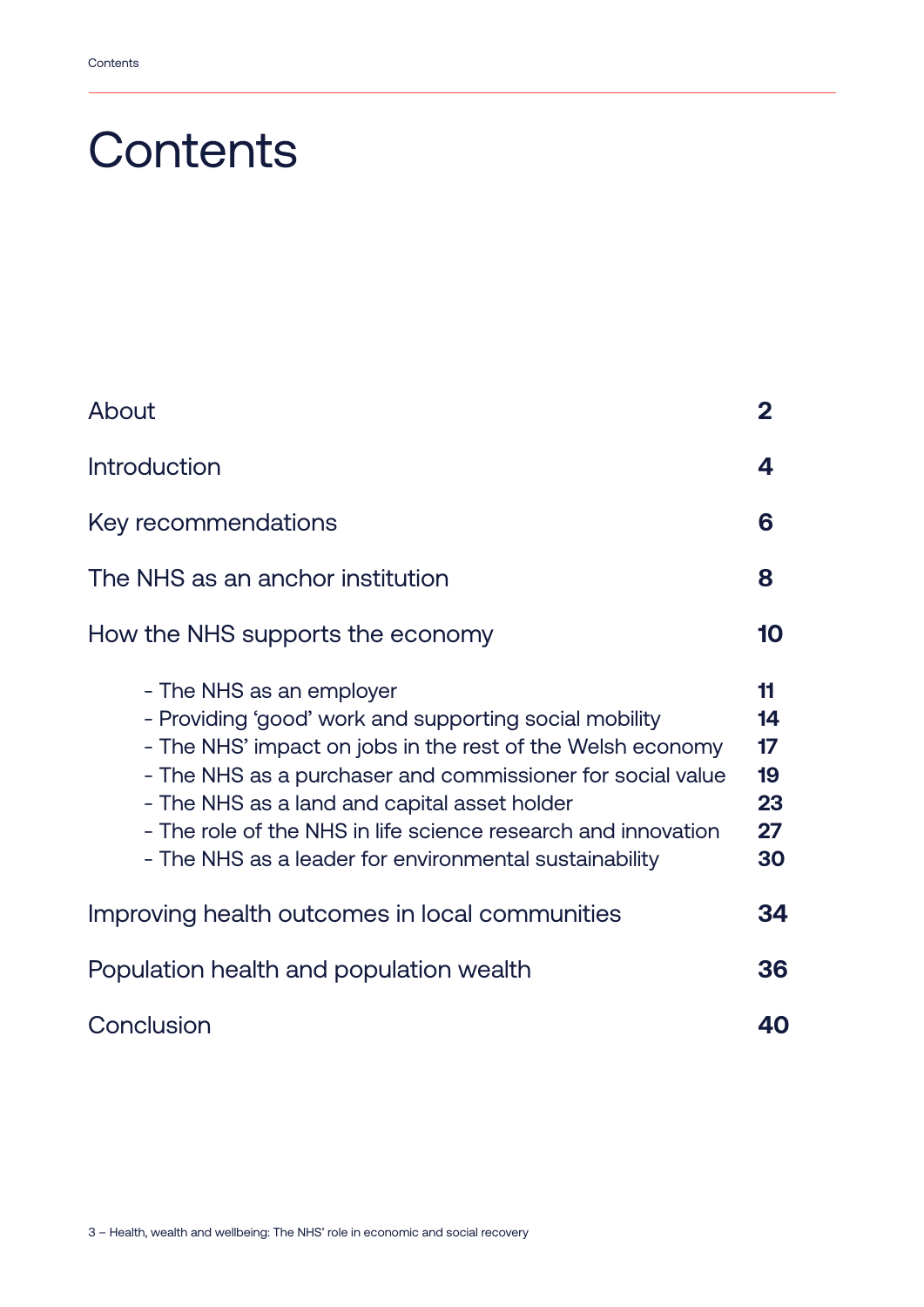# Contents

| | |
|---|---|
| About | **2** |
| Introduction | **4** |
| Key recommendations | **6** |
| The NHS as an anchor institution | **8** |
| How the NHS supports the economy | **10** |
| - The NHS as an employer | **11** |
| - Providing 'good' work and supporting social mobility | **14** |
| - The NHS' impact on jobs in the rest of the Welsh economy | **17** |
| - The NHS as a purchaser and commissioner for social value | **19** |
| - The NHS as a land and capital asset holder | **23** |
| - The role of the NHS in life science research and innovation | **27** |
| - The NHS as a leader for environmental sustainability | **30** |
| Improving health outcomes in local communities | **34** |
| Population health and population wealth | **36** |
| Conclusion | **40** |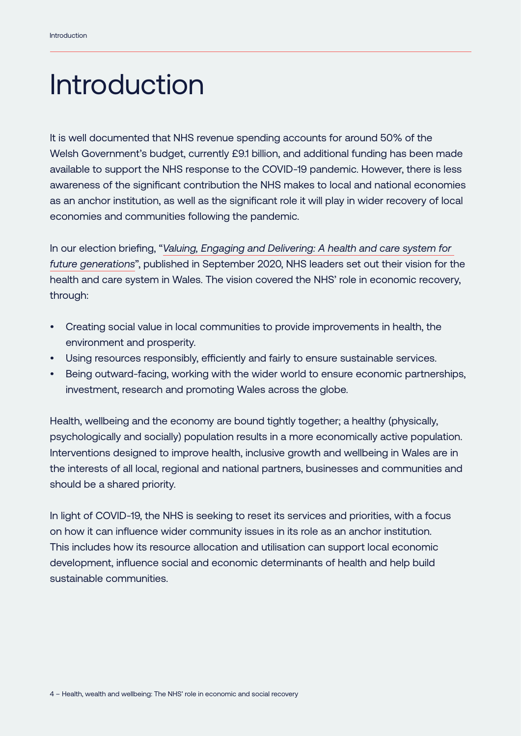# Introduction

It is well documented that NHS revenue spending accounts for around 50% of the Welsh Government's budget, currently £9.1 billion, and additional funding has been made available to support the NHS response to the COVID-19 pandemic. However, there is less awareness of the significant contribution the NHS makes to local and national economies as an anchor institution, as well as the significant role it will play in wider recovery of local economies and communities following the pandemic.

In our election briefing, "*Valuing, Engaging and Delivering: A health and care system for future generations*", published in September 2020, NHS leaders set out their vision for the health and care system in Wales. The vision covered the NHS' role in economic recovery, through:

- Creating social value in local communities to provide improvements in health, the environment and prosperity.
- Using resources responsibly, efficiently and fairly to ensure sustainable services.
- Being outward-facing, working with the wider world to ensure economic partnerships, investment, research and promoting Wales across the globe.

Health, wellbeing and the economy are bound tightly together; a healthy (physically, psychologically and socially) population results in a more economically active population. Interventions designed to improve health, inclusive growth and wellbeing in Wales are in the interests of all local, regional and national partners, businesses and communities and should be a shared priority.

In light of COVID-19, the NHS is seeking to reset its services and priorities, with a focus on how it can influence wider community issues in its role as an anchor institution. This includes how its resource allocation and utilisation can support local economic development, influence social and economic determinants of health and help build sustainable communities.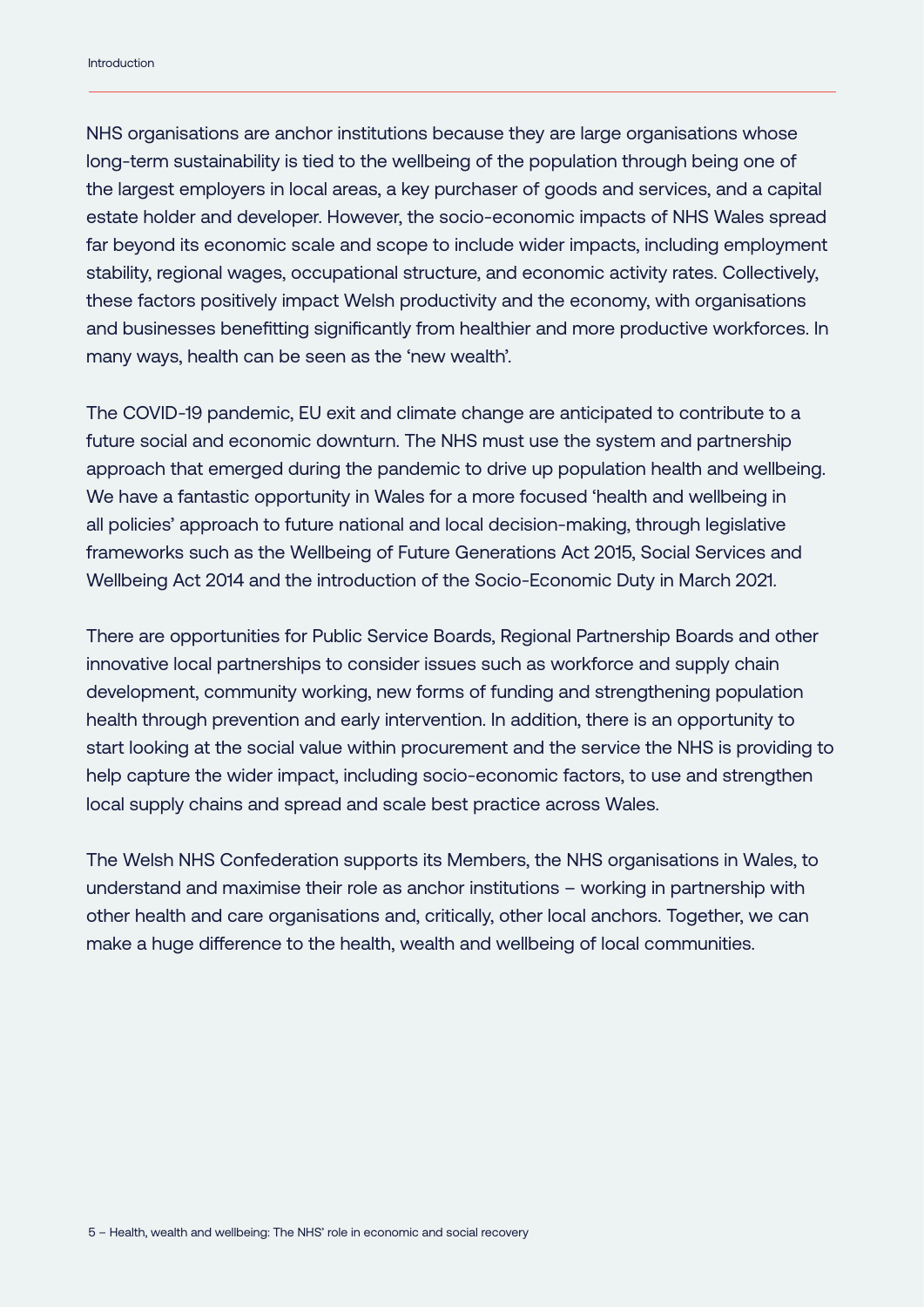NHS organisations are anchor institutions because they are large organisations whose long-term sustainability is tied to the wellbeing of the population through being one of the largest employers in local areas, a key purchaser of goods and services, and a capital estate holder and developer. However, the socio-economic impacts of NHS Wales spread far beyond its economic scale and scope to include wider impacts, including employment stability, regional wages, occupational structure, and economic activity rates. Collectively, these factors positively impact Welsh productivity and the economy, with organisations and businesses benefitting significantly from healthier and more productive workforces. In many ways, health can be seen as the 'new wealth'.

The COVID-19 pandemic, EU exit and climate change are anticipated to contribute to a future social and economic downturn. The NHS must use the system and partnership approach that emerged during the pandemic to drive up population health and wellbeing. We have a fantastic opportunity in Wales for a more focused 'health and wellbeing in all policies' approach to future national and local decision-making, through legislative frameworks such as the Wellbeing of Future Generations Act 2015, Social Services and Wellbeing Act 2014 and the introduction of the Socio-Economic Duty in March 2021.

There are opportunities for Public Service Boards, Regional Partnership Boards and other innovative local partnerships to consider issues such as workforce and supply chain development, community working, new forms of funding and strengthening population health through prevention and early intervention. In addition, there is an opportunity to start looking at the social value within procurement and the service the NHS is providing to help capture the wider impact, including socio-economic factors, to use and strengthen local supply chains and spread and scale best practice across Wales.

The Welsh NHS Confederation supports its Members, the NHS organisations in Wales, to understand and maximise their role as anchor institutions – working in partnership with other health and care organisations and, critically, other local anchors. Together, we can make a huge difference to the health, wealth and wellbeing of local communities.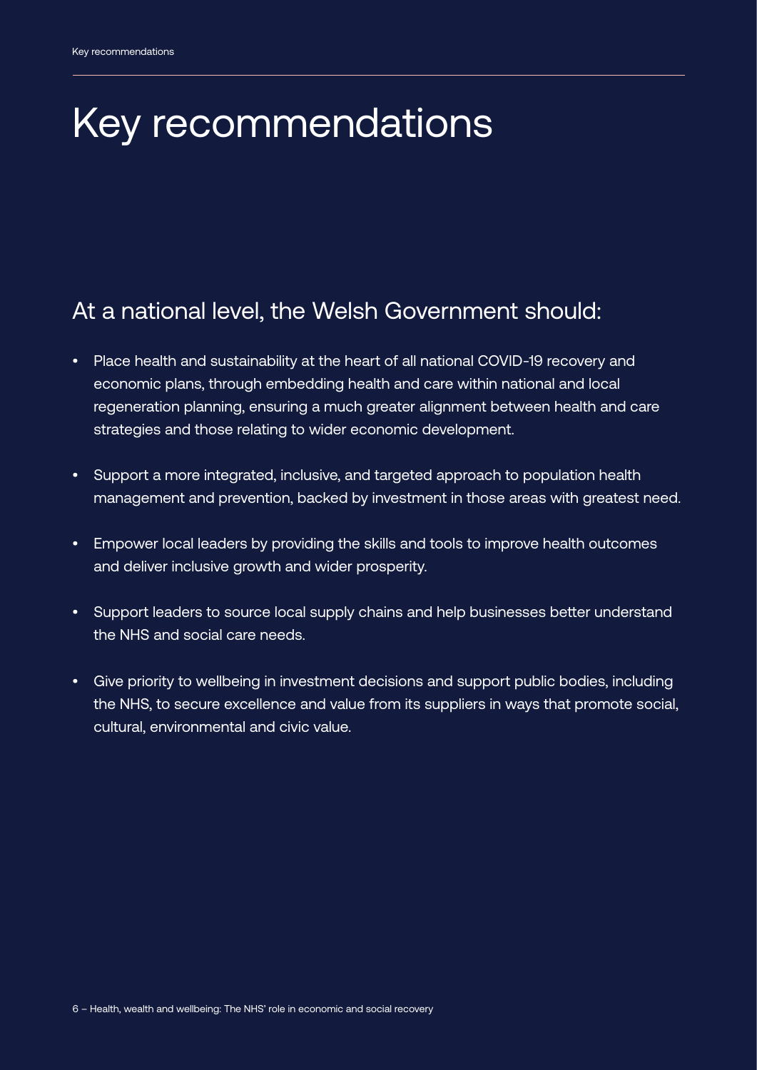# Key recommendations

## At a national level, the Welsh Government should:

- Place health and sustainability at the heart of all national COVID-19 recovery and economic plans, through embedding health and care within national and local regeneration planning, ensuring a much greater alignment between health and care strategies and those relating to wider economic development.
- Support a more integrated, inclusive, and targeted approach to population health management and prevention, backed by investment in those areas with greatest need.
- Empower local leaders by providing the skills and tools to improve health outcomes and deliver inclusive growth and wider prosperity.
- Support leaders to source local supply chains and help businesses better understand the NHS and social care needs.
- Give priority to wellbeing in investment decisions and support public bodies, including the NHS, to secure excellence and value from its suppliers in ways that promote social, cultural, environmental and civic value.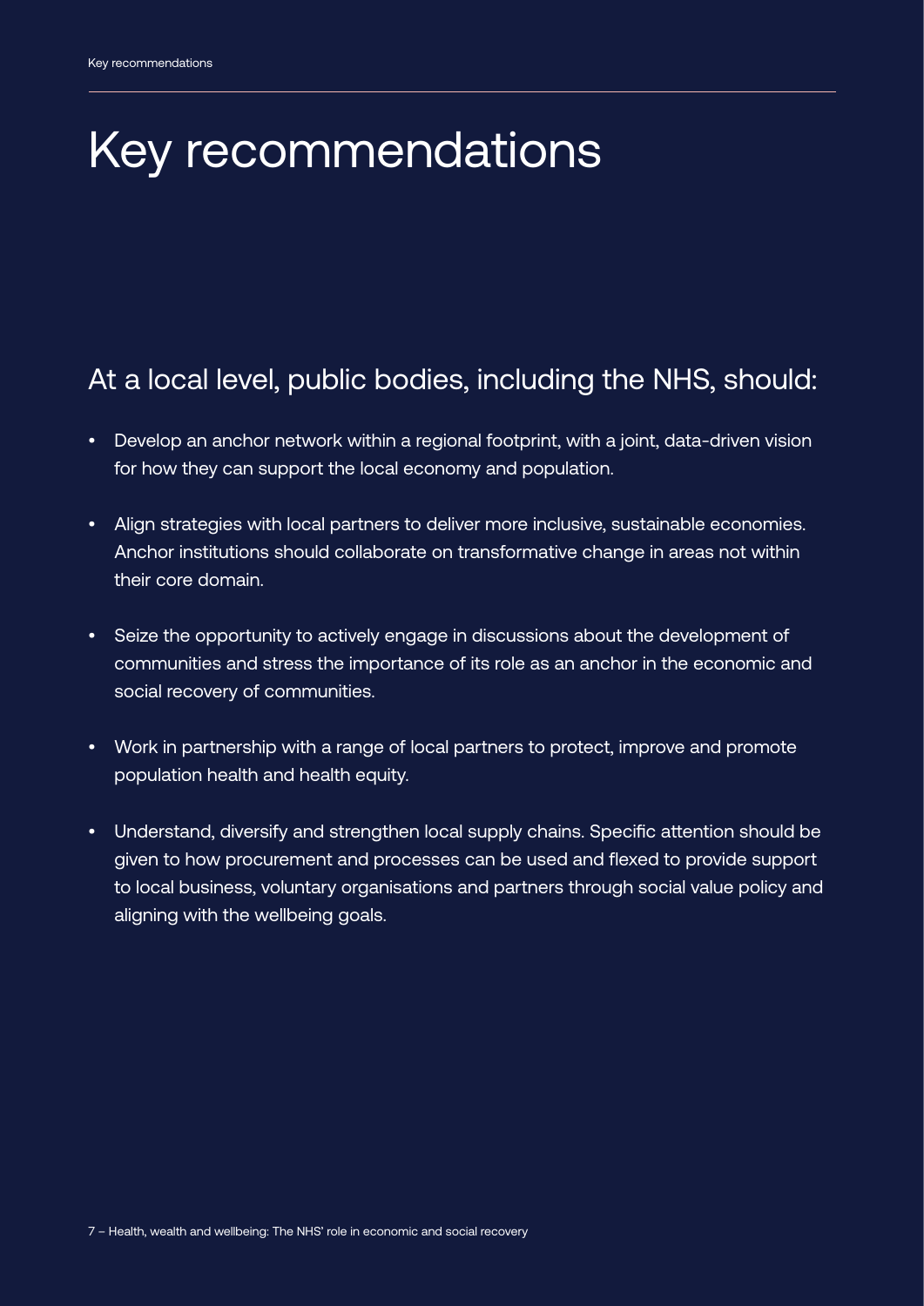# Key recommendations

## At a local level, public bodies, including the NHS, should:

- Develop an anchor network within a regional footprint, with a joint, data-driven vision for how they can support the local economy and population.
- Align strategies with local partners to deliver more inclusive, sustainable economies. Anchor institutions should collaborate on transformative change in areas not within their core domain.
- Seize the opportunity to actively engage in discussions about the development of communities and stress the importance of its role as an anchor in the economic and social recovery of communities.
- Work in partnership with a range of local partners to protect, improve and promote population health and health equity.
- Understand, diversify and strengthen local supply chains. Specific attention should be given to how procurement and processes can be used and flexed to provide support to local business, voluntary organisations and partners through social value policy and aligning with the wellbeing goals.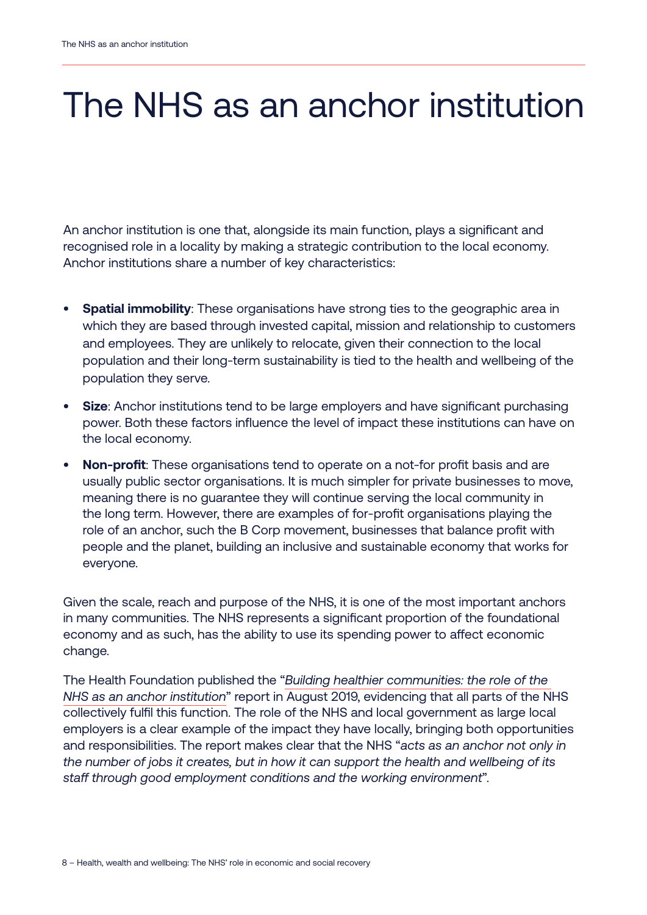# The NHS as an anchor institution

An anchor institution is one that, alongside its main function, plays a significant and recognised role in a locality by making a strategic contribution to the local economy. Anchor institutions share a number of key characteristics:

- **Spatial immobility**: These organisations have strong ties to the geographic area in which they are based through invested capital, mission and relationship to customers and employees. They are unlikely to relocate, given their connection to the local population and their long-term sustainability is tied to the health and wellbeing of the population they serve.
- **Size**: Anchor institutions tend to be large employers and have significant purchasing power. Both these factors influence the level of impact these institutions can have on the local economy.
- **Non-profit**: These organisations tend to operate on a not-for profit basis and are usually public sector organisations. It is much simpler for private businesses to move, meaning there is no guarantee they will continue serving the local community in the long term. However, there are examples of for-profit organisations playing the role of an anchor, such the B Corp movement, businesses that balance profit with people and the planet, building an inclusive and sustainable economy that works for everyone.

Given the scale, reach and purpose of the NHS, it is one of the most important anchors in many communities. The NHS represents a significant proportion of the foundational economy and as such, has the ability to use its spending power to affect economic change.

The Health Foundation published the "*Building healthier communities: the role of the NHS as an anchor institution*" report in August 2019, evidencing that all parts of the NHS collectively fulfil this function. The role of the NHS and local government as large local employers is a clear example of the impact they have locally, bringing both opportunities and responsibilities. The report makes clear that the NHS "*acts as an anchor not only in the number of jobs it creates, but in how it can support the health and wellbeing of its staff through good employment conditions and the working environment*".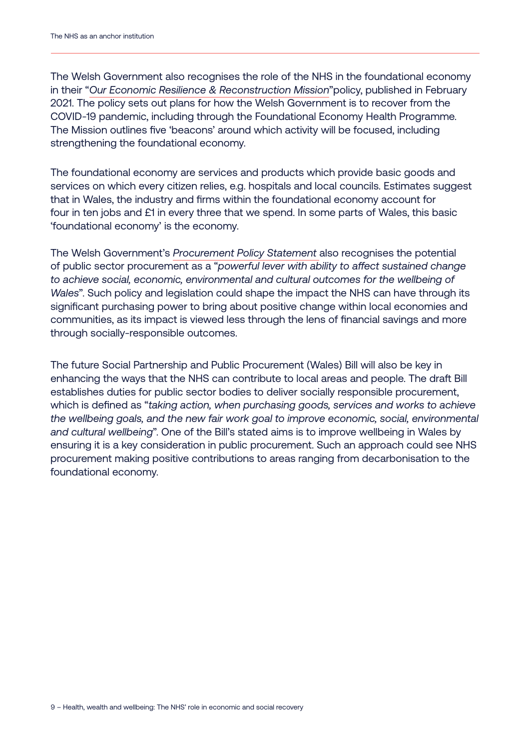The Welsh Government also recognises the role of the NHS in the foundational economy in their "*Our Economic Resilience & Reconstruction Mission*"policy, published in February 2021. The policy sets out plans for how the Welsh Government is to recover from the COVID-19 pandemic, including through the Foundational Economy Health Programme. The Mission outlines five 'beacons' around which activity will be focused, including strengthening the foundational economy.

The foundational economy are services and products which provide basic goods and services on which every citizen relies, e.g. hospitals and local councils. Estimates suggest that in Wales, the industry and firms within the foundational economy account for four in ten jobs and £1 in every three that we spend. In some parts of Wales, this basic 'foundational economy' is the economy.

The Welsh Government's *Procurement Policy Statement* also recognises the potential of public sector procurement as a "*powerful lever with ability to affect sustained change to achieve social, economic, environmental and cultural outcomes for the wellbeing of Wales*". Such policy and legislation could shape the impact the NHS can have through its significant purchasing power to bring about positive change within local economies and communities, as its impact is viewed less through the lens of financial savings and more through socially-responsible outcomes.

The future Social Partnership and Public Procurement (Wales) Bill will also be key in enhancing the ways that the NHS can contribute to local areas and people. The draft Bill establishes duties for public sector bodies to deliver socially responsible procurement, which is defined as "*taking action, when purchasing goods, services and works to achieve the wellbeing goals, and the new fair work goal to improve economic, social, environmental and cultural wellbeing*". One of the Bill's stated aims is to improve wellbeing in Wales by ensuring it is a key consideration in public procurement. Such an approach could see NHS procurement making positive contributions to areas ranging from decarbonisation to the foundational economy.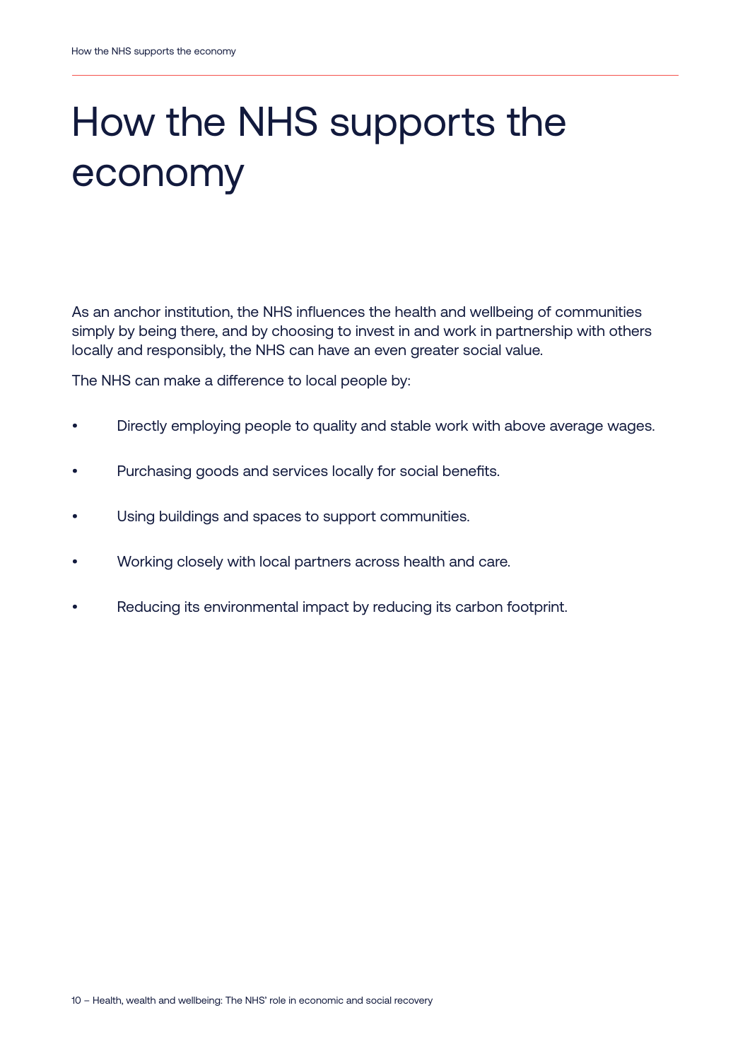# How the NHS supports the economy

As an anchor institution, the NHS influences the health and wellbeing of communities simply by being there, and by choosing to invest in and work in partnership with others locally and responsibly, the NHS can have an even greater social value.

The NHS can make a difference to local people by:

- Directly employing people to quality and stable work with above average wages.
- Purchasing goods and services locally for social benefits.
- Using buildings and spaces to support communities.
- Working closely with local partners across health and care.
- Reducing its environmental impact by reducing its carbon footprint.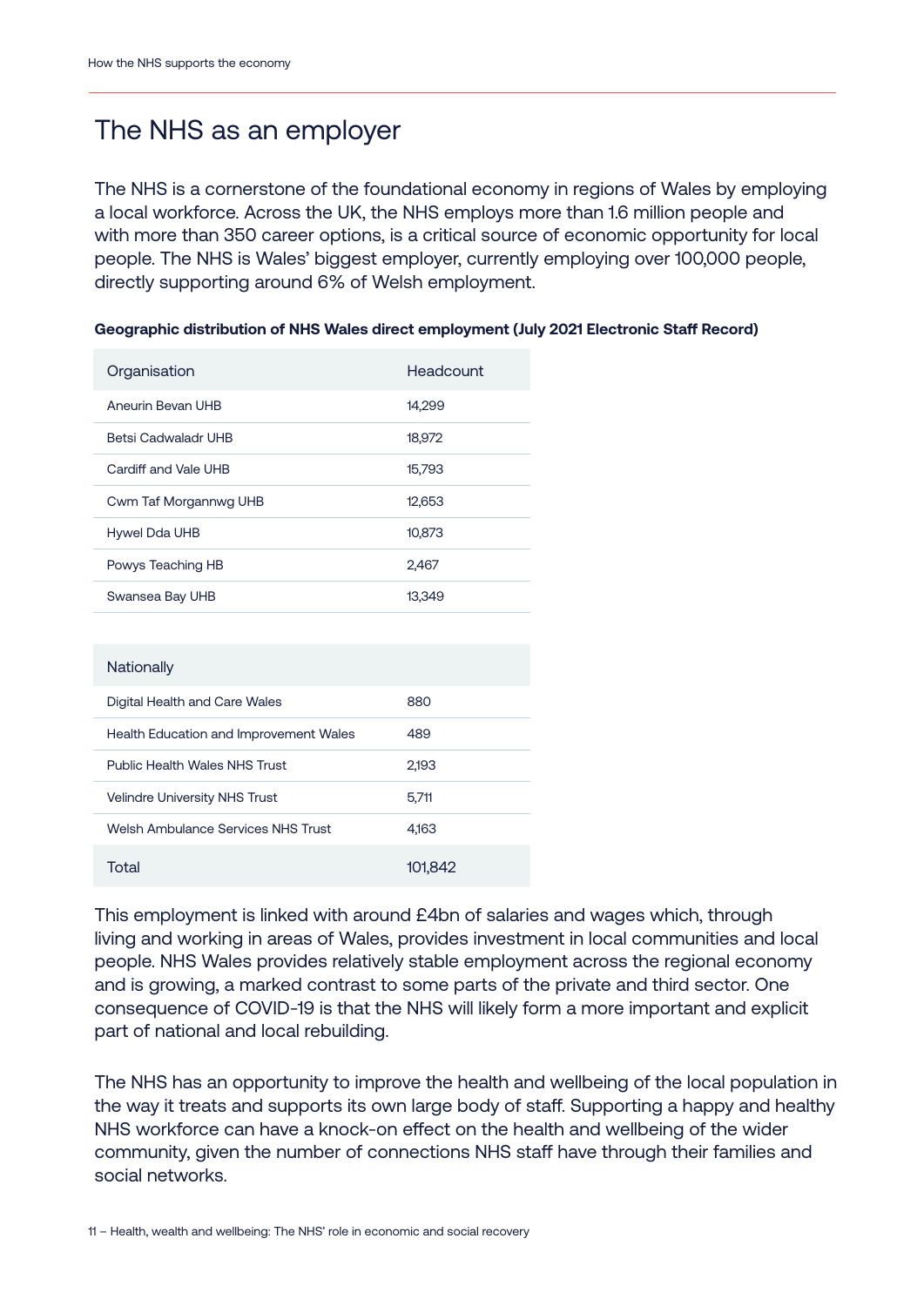# The NHS as an employer

The NHS is a cornerstone of the foundational economy in regions of Wales by employing a local workforce. Across the UK, the NHS employs more than 1.6 million people and with more than 350 career options, is a critical source of economic opportunity for local people. The NHS is Wales' biggest employer, currently employing over 100,000 people, directly supporting around 6% of Welsh employment.

**Geographic distribution of NHS Wales direct employment (July 2021 Electronic Staff Record)**

| Organisation | Headcount |
| --- | --- |
| Aneurin Bevan UHB | 14,299 |
| Betsi Cadwaladr UHB | 18,972 |
| Cardiff and Vale UHB | 15,793 |
| Cwm Taf Morgannwg UHB | 12,653 |
| Hywel Dda UHB | 10,873 |
| Powys Teaching HB | 2,467 |
| Swansea Bay UHB | 13,349 |
| **Nationally** | |
| Digital Health and Care Wales | 880 |
| Health Education and Improvement Wales | 489 |
| Public Health Wales NHS Trust | 2,193 |
| Velindre University NHS Trust | 5,711 |
| Welsh Ambulance Services NHS Trust | 4,163 |
| Total | 101,842 |

This employment is linked with around £4bn of salaries and wages which, through living and working in areas of Wales, provides investment in local communities and local people. NHS Wales provides relatively stable employment across the regional economy and is growing, a marked contrast to some parts of the private and third sector. One consequence of COVID-19 is that the NHS will likely form a more important and explicit part of national and local rebuilding.

The NHS has an opportunity to improve the health and wellbeing of the local population in the way it treats and supports its own large body of staff. Supporting a happy and healthy NHS workforce can have a knock-on effect on the health and wellbeing of the wider community, given the number of connections NHS staff have through their families and social networks.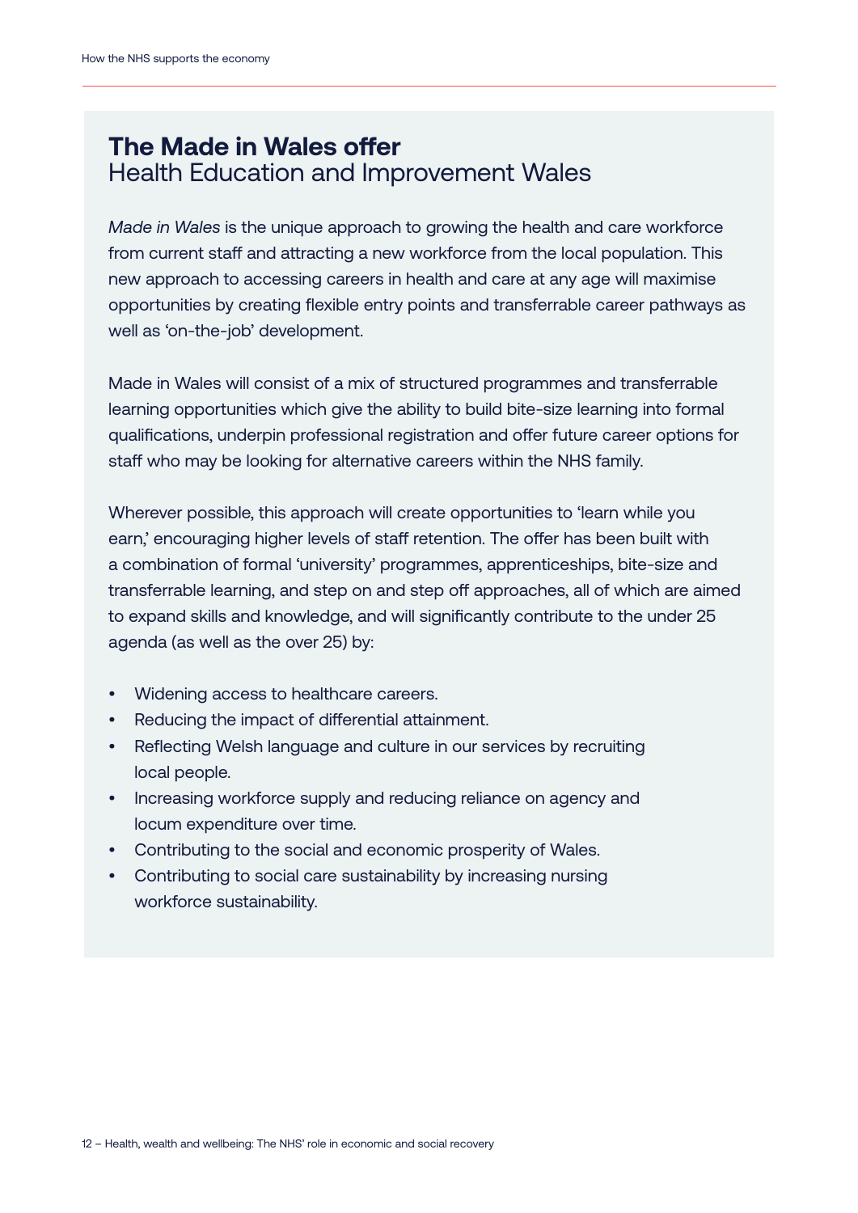## The Made in Wales offer

Health Education and Improvement Wales

*Made in Wales* is the unique approach to growing the health and care workforce from current staff and attracting a new workforce from the local population. This new approach to accessing careers in health and care at any age will maximise opportunities by creating flexible entry points and transferrable career pathways as well as 'on-the-job' development.

Made in Wales will consist of a mix of structured programmes and transferrable learning opportunities which give the ability to build bite-size learning into formal qualifications, underpin professional registration and offer future career options for staff who may be looking for alternative careers within the NHS family.

Wherever possible, this approach will create opportunities to 'learn while you earn,' encouraging higher levels of staff retention. The offer has been built with a combination of formal 'university' programmes, apprenticeships, bite-size and transferrable learning, and step on and step off approaches, all of which are aimed to expand skills and knowledge, and will significantly contribute to the under 25 agenda (as well as the over 25) by:

- Widening access to healthcare careers.
- Reducing the impact of differential attainment.
- Reflecting Welsh language and culture in our services by recruiting local people.
- Increasing workforce supply and reducing reliance on agency and locum expenditure over time.
- Contributing to the social and economic prosperity of Wales.
- Contributing to social care sustainability by increasing nursing workforce sustainability.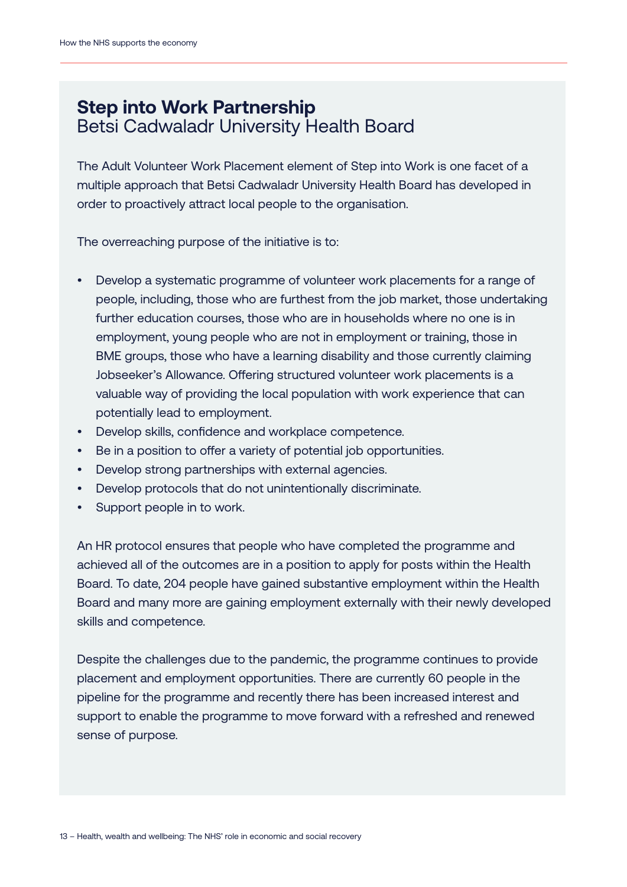## Step into Work Partnership
Betsi Cadwaladr University Health Board

The Adult Volunteer Work Placement element of Step into Work is one facet of a multiple approach that Betsi Cadwaladr University Health Board has developed in order to proactively attract local people to the organisation.

The overreaching purpose of the initiative is to:

- Develop a systematic programme of volunteer work placements for a range of people, including, those who are furthest from the job market, those undertaking further education courses, those who are in households where no one is in employment, young people who are not in employment or training, those in BME groups, those who have a learning disability and those currently claiming Jobseeker's Allowance. Offering structured volunteer work placements is a valuable way of providing the local population with work experience that can potentially lead to employment.
- Develop skills, confidence and workplace competence.
- Be in a position to offer a variety of potential job opportunities.
- Develop strong partnerships with external agencies.
- Develop protocols that do not unintentionally discriminate.
- Support people in to work.

An HR protocol ensures that people who have completed the programme and achieved all of the outcomes are in a position to apply for posts within the Health Board. To date, 204 people have gained substantive employment within the Health Board and many more are gaining employment externally with their newly developed skills and competence.

Despite the challenges due to the pandemic, the programme continues to provide placement and employment opportunities. There are currently 60 people in the pipeline for the programme and recently there has been increased interest and support to enable the programme to move forward with a refreshed and renewed sense of purpose.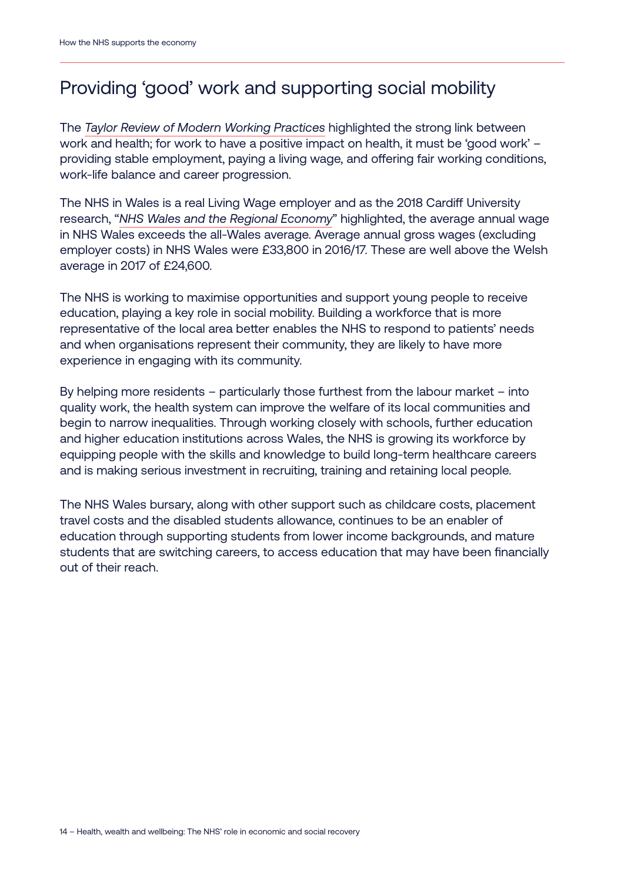## Providing 'good' work and supporting social mobility

The *Taylor Review of Modern Working Practices* highlighted the strong link between work and health; for work to have a positive impact on health, it must be 'good work' – providing stable employment, paying a living wage, and offering fair working conditions, work-life balance and career progression.

The NHS in Wales is a real Living Wage employer and as the 2018 Cardiff University research, "*NHS Wales and the Regional Economy*" highlighted, the average annual wage in NHS Wales exceeds the all-Wales average. Average annual gross wages (excluding employer costs) in NHS Wales were £33,800 in 2016/17. These are well above the Welsh average in 2017 of £24,600.

The NHS is working to maximise opportunities and support young people to receive education, playing a key role in social mobility. Building a workforce that is more representative of the local area better enables the NHS to respond to patients' needs and when organisations represent their community, they are likely to have more experience in engaging with its community.

By helping more residents – particularly those furthest from the labour market – into quality work, the health system can improve the welfare of its local communities and begin to narrow inequalities. Through working closely with schools, further education and higher education institutions across Wales, the NHS is growing its workforce by equipping people with the skills and knowledge to build long-term healthcare careers and is making serious investment in recruiting, training and retaining local people.

The NHS Wales bursary, along with other support such as childcare costs, placement travel costs and the disabled students allowance, continues to be an enabler of education through supporting students from lower income backgrounds, and mature students that are switching careers, to access education that may have been financially out of their reach.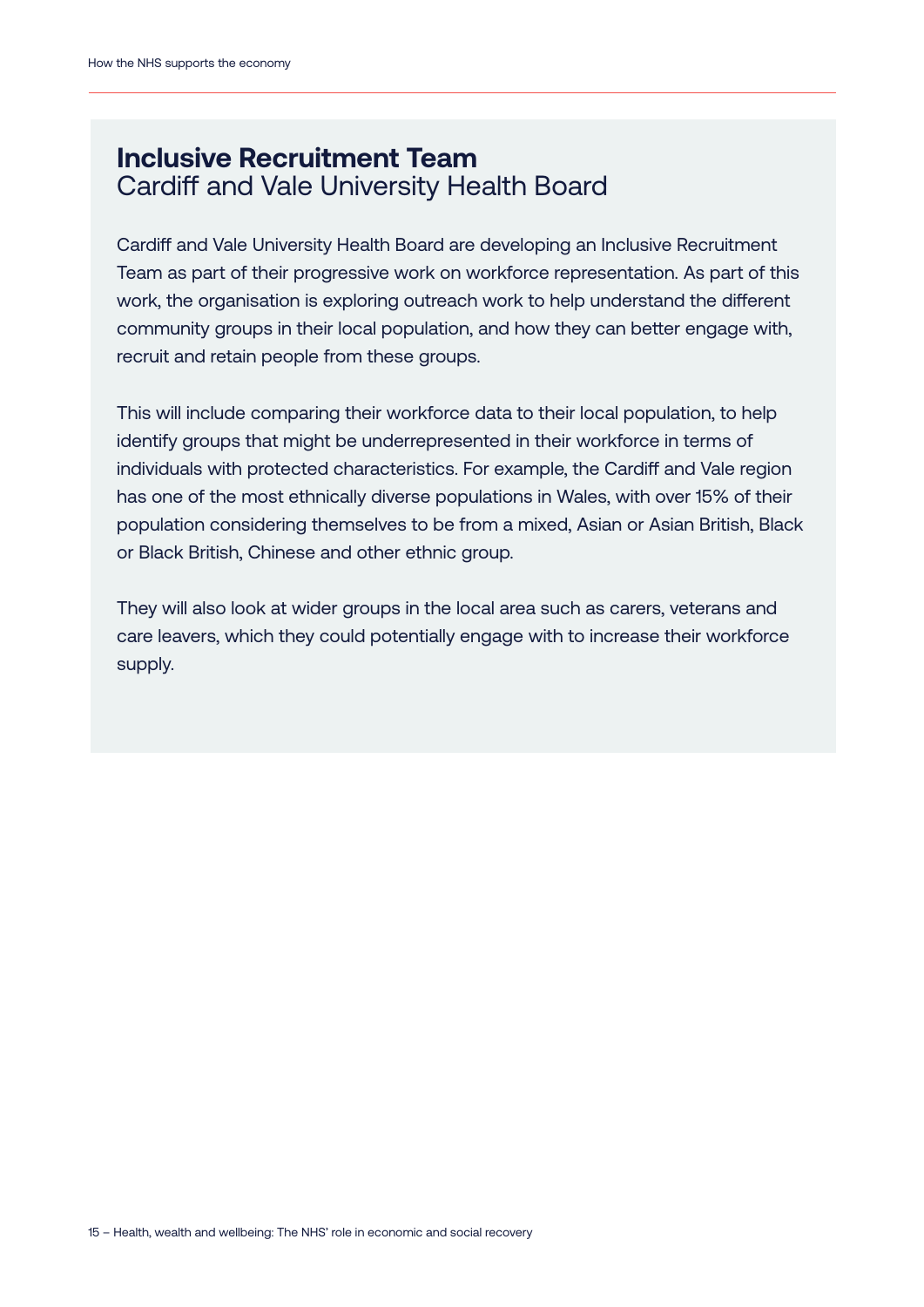## Inclusive Recruitment Team
Cardiff and Vale University Health Board

Cardiff and Vale University Health Board are developing an Inclusive Recruitment Team as part of their progressive work on workforce representation. As part of this work, the organisation is exploring outreach work to help understand the different community groups in their local population, and how they can better engage with, recruit and retain people from these groups.

This will include comparing their workforce data to their local population, to help identify groups that might be underrepresented in their workforce in terms of individuals with protected characteristics. For example, the Cardiff and Vale region has one of the most ethnically diverse populations in Wales, with over 15% of their population considering themselves to be from a mixed, Asian or Asian British, Black or Black British, Chinese and other ethnic group.

They will also look at wider groups in the local area such as carers, veterans and care leavers, which they could potentially engage with to increase their workforce supply.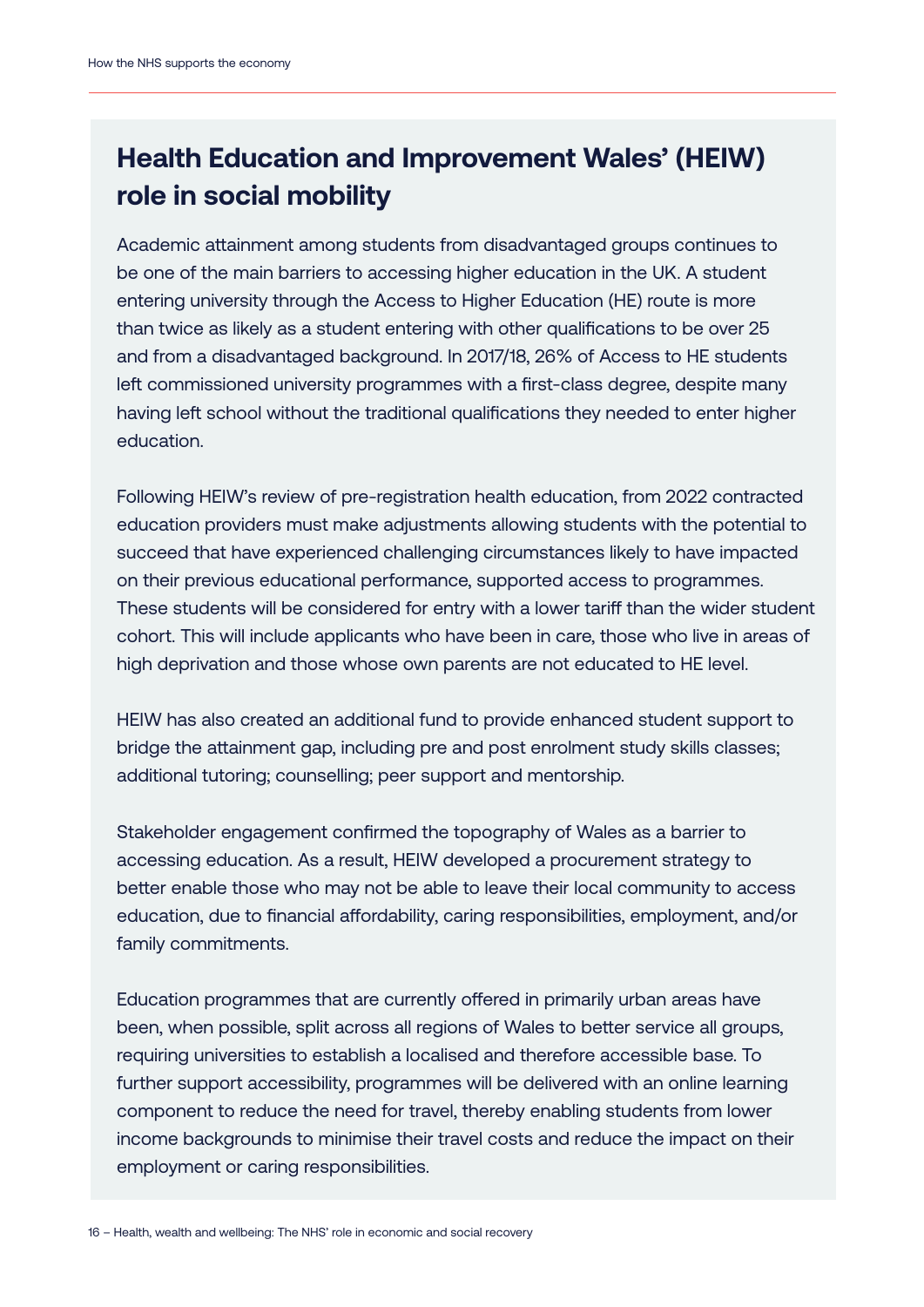## Health Education and Improvement Wales' (HEIW) role in social mobility

Academic attainment among students from disadvantaged groups continues to be one of the main barriers to accessing higher education in the UK. A student entering university through the Access to Higher Education (HE) route is more than twice as likely as a student entering with other qualifications to be over 25 and from a disadvantaged background. In 2017/18, 26% of Access to HE students left commissioned university programmes with a first-class degree, despite many having left school without the traditional qualifications they needed to enter higher education.

Following HEIW's review of pre-registration health education, from 2022 contracted education providers must make adjustments allowing students with the potential to succeed that have experienced challenging circumstances likely to have impacted on their previous educational performance, supported access to programmes. These students will be considered for entry with a lower tariff than the wider student cohort. This will include applicants who have been in care, those who live in areas of high deprivation and those whose own parents are not educated to HE level.

HEIW has also created an additional fund to provide enhanced student support to bridge the attainment gap, including pre and post enrolment study skills classes; additional tutoring; counselling; peer support and mentorship.

Stakeholder engagement confirmed the topography of Wales as a barrier to accessing education. As a result, HEIW developed a procurement strategy to better enable those who may not be able to leave their local community to access education, due to financial affordability, caring responsibilities, employment, and/or family commitments.

Education programmes that are currently offered in primarily urban areas have been, when possible, split across all regions of Wales to better service all groups, requiring universities to establish a localised and therefore accessible base. To further support accessibility, programmes will be delivered with an online learning component to reduce the need for travel, thereby enabling students from lower income backgrounds to minimise their travel costs and reduce the impact on their employment or caring responsibilities.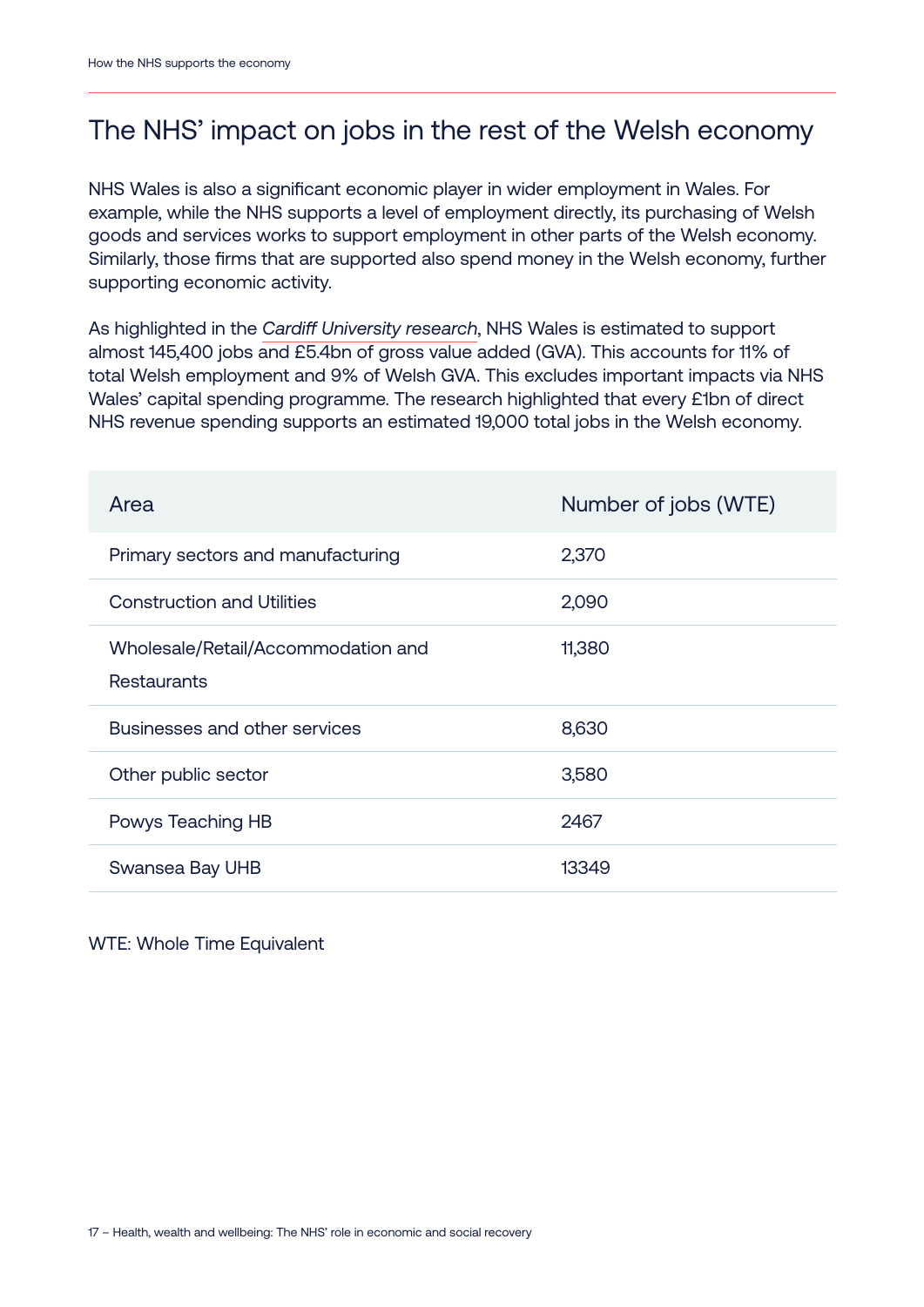## The NHS' impact on jobs in the rest of the Welsh economy

NHS Wales is also a significant economic player in wider employment in Wales. For example, while the NHS supports a level of employment directly, its purchasing of Welsh goods and services works to support employment in other parts of the Welsh economy. Similarly, those firms that are supported also spend money in the Welsh economy, further supporting economic activity.

As highlighted in the *Cardiff University research*, NHS Wales is estimated to support almost 145,400 jobs and £5.4bn of gross value added (GVA). This accounts for 11% of total Welsh employment and 9% of Welsh GVA. This excludes important impacts via NHS Wales' capital spending programme. The research highlighted that every £1bn of direct NHS revenue spending supports an estimated 19,000 total jobs in the Welsh economy.

| Area | Number of jobs (WTE) |
|---|---|
| Primary sectors and manufacturing | 2,370 |
| Construction and Utilities | 2,090 |
| Wholesale/Retail/Accommodation and Restaurants | 11,380 |
| Businesses and other services | 8,630 |
| Other public sector | 3,580 |
| Powys Teaching HB | 2467 |
| Swansea Bay UHB | 13349 |

WTE: Whole Time Equivalent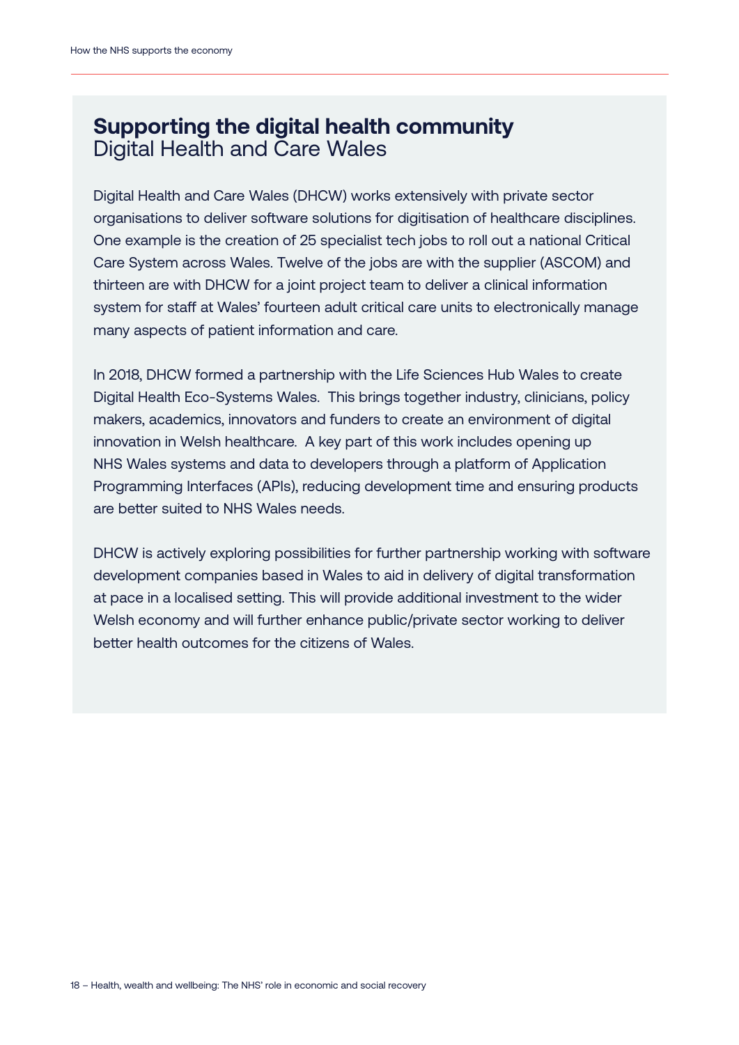## Supporting the digital health community

### Digital Health and Care Wales

Digital Health and Care Wales (DHCW) works extensively with private sector organisations to deliver software solutions for digitisation of healthcare disciplines. One example is the creation of 25 specialist tech jobs to roll out a national Critical Care System across Wales. Twelve of the jobs are with the supplier (ASCOM) and thirteen are with DHCW for a joint project team to deliver a clinical information system for staff at Wales' fourteen adult critical care units to electronically manage many aspects of patient information and care.

In 2018, DHCW formed a partnership with the Life Sciences Hub Wales to create Digital Health Eco-Systems Wales. This brings together industry, clinicians, policy makers, academics, innovators and funders to create an environment of digital innovation in Welsh healthcare. A key part of this work includes opening up NHS Wales systems and data to developers through a platform of Application Programming Interfaces (APIs), reducing development time and ensuring products are better suited to NHS Wales needs.

DHCW is actively exploring possibilities for further partnership working with software development companies based in Wales to aid in delivery of digital transformation at pace in a localised setting. This will provide additional investment to the wider Welsh economy and will further enhance public/private sector working to deliver better health outcomes for the citizens of Wales.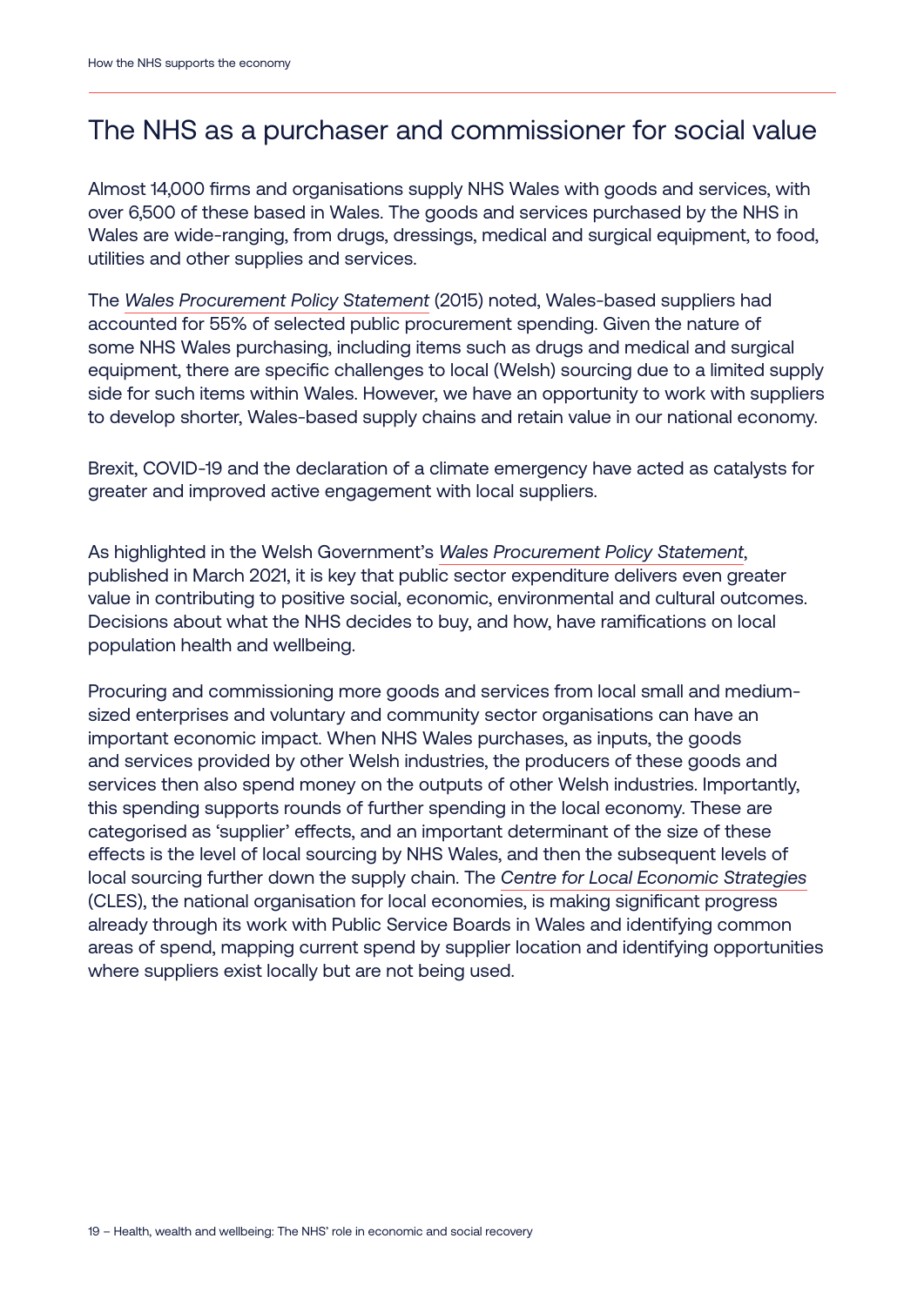## The NHS as a purchaser and commissioner for social value

Almost 14,000 firms and organisations supply NHS Wales with goods and services, with over 6,500 of these based in Wales. The goods and services purchased by the NHS in Wales are wide-ranging, from drugs, dressings, medical and surgical equipment, to food, utilities and other supplies and services.

The *Wales Procurement Policy Statement* (2015) noted, Wales-based suppliers had accounted for 55% of selected public procurement spending. Given the nature of some NHS Wales purchasing, including items such as drugs and medical and surgical equipment, there are specific challenges to local (Welsh) sourcing due to a limited supply side for such items within Wales. However, we have an opportunity to work with suppliers to develop shorter, Wales-based supply chains and retain value in our national economy.

Brexit, COVID-19 and the declaration of a climate emergency have acted as catalysts for greater and improved active engagement with local suppliers.

As highlighted in the Welsh Government's *Wales Procurement Policy Statement*, published in March 2021, it is key that public sector expenditure delivers even greater value in contributing to positive social, economic, environmental and cultural outcomes. Decisions about what the NHS decides to buy, and how, have ramifications on local population health and wellbeing.

Procuring and commissioning more goods and services from local small and medium-sized enterprises and voluntary and community sector organisations can have an important economic impact. When NHS Wales purchases, as inputs, the goods and services provided by other Welsh industries, the producers of these goods and services then also spend money on the outputs of other Welsh industries. Importantly, this spending supports rounds of further spending in the local economy. These are categorised as 'supplier' effects, and an important determinant of the size of these effects is the level of local sourcing by NHS Wales, and then the subsequent levels of local sourcing further down the supply chain. The *Centre for Local Economic Strategies* (CLES), the national organisation for local economies, is making significant progress already through its work with Public Service Boards in Wales and identifying common areas of spend, mapping current spend by supplier location and identifying opportunities where suppliers exist locally but are not being used.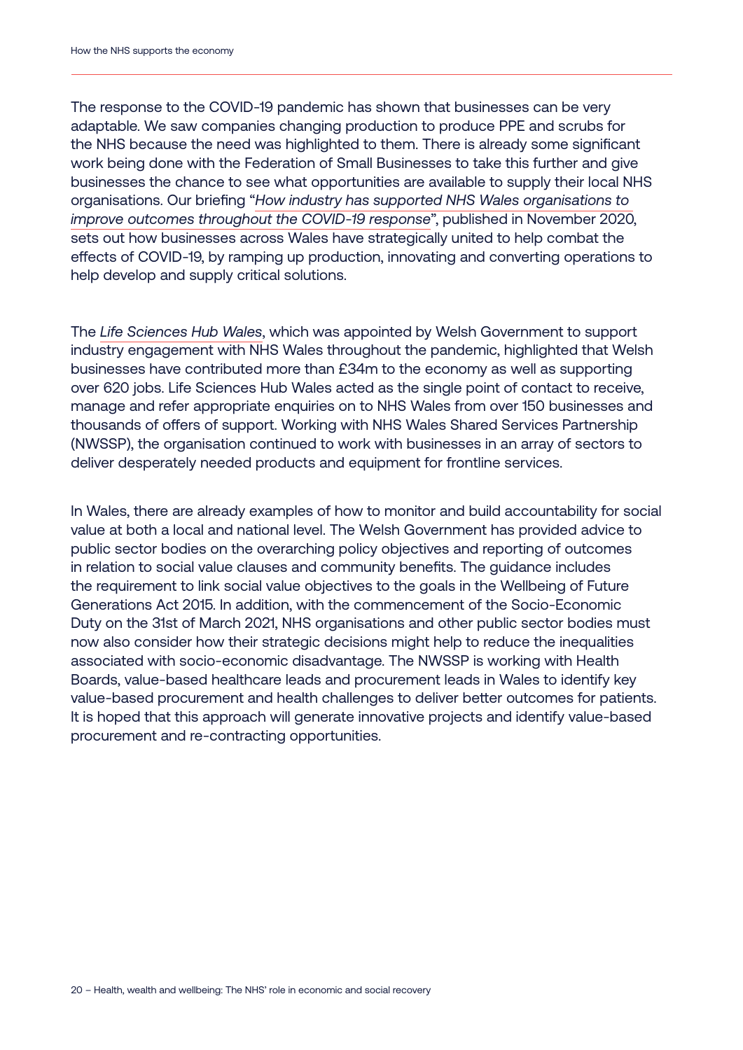The response to the COVID-19 pandemic has shown that businesses can be very adaptable. We saw companies changing production to produce PPE and scrubs for the NHS because the need was highlighted to them. There is already some significant work being done with the Federation of Small Businesses to take this further and give businesses the chance to see what opportunities are available to supply their local NHS organisations. Our briefing "*How industry has supported NHS Wales organisations to improve outcomes throughout the COVID-19 response*", published in November 2020, sets out how businesses across Wales have strategically united to help combat the effects of COVID-19, by ramping up production, innovating and converting operations to help develop and supply critical solutions.

The *Life Sciences Hub Wales*, which was appointed by Welsh Government to support industry engagement with NHS Wales throughout the pandemic, highlighted that Welsh businesses have contributed more than £34m to the economy as well as supporting over 620 jobs. Life Sciences Hub Wales acted as the single point of contact to receive, manage and refer appropriate enquiries on to NHS Wales from over 150 businesses and thousands of offers of support. Working with NHS Wales Shared Services Partnership (NWSSP), the organisation continued to work with businesses in an array of sectors to deliver desperately needed products and equipment for frontline services.

In Wales, there are already examples of how to monitor and build accountability for social value at both a local and national level. The Welsh Government has provided advice to public sector bodies on the overarching policy objectives and reporting of outcomes in relation to social value clauses and community benefits. The guidance includes the requirement to link social value objectives to the goals in the Wellbeing of Future Generations Act 2015. In addition, with the commencement of the Socio-Economic Duty on the 31st of March 2021, NHS organisations and other public sector bodies must now also consider how their strategic decisions might help to reduce the inequalities associated with socio-economic disadvantage. The NWSSP is working with Health Boards, value-based healthcare leads and procurement leads in Wales to identify key value-based procurement and health challenges to deliver better outcomes for patients. It is hoped that this approach will generate innovative projects and identify value-based procurement and re-contracting opportunities.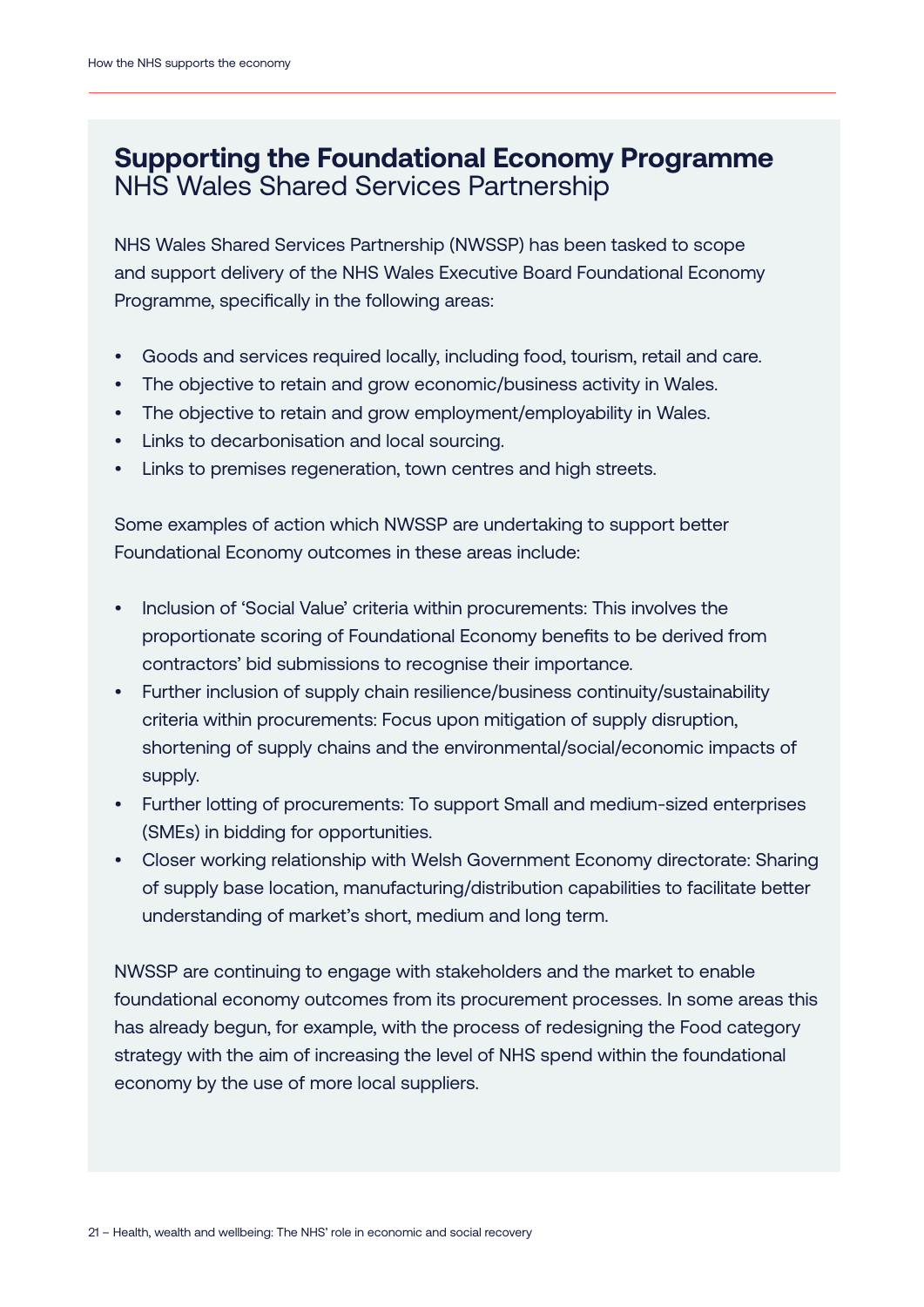## Supporting the Foundational Economy Programme
### NHS Wales Shared Services Partnership

NHS Wales Shared Services Partnership (NWSSP) has been tasked to scope and support delivery of the NHS Wales Executive Board Foundational Economy Programme, specifically in the following areas:

- Goods and services required locally, including food, tourism, retail and care.
- The objective to retain and grow economic/business activity in Wales.
- The objective to retain and grow employment/employability in Wales.
- Links to decarbonisation and local sourcing.
- Links to premises regeneration, town centres and high streets.

Some examples of action which NWSSP are undertaking to support better Foundational Economy outcomes in these areas include:

- Inclusion of 'Social Value' criteria within procurements: This involves the proportionate scoring of Foundational Economy benefits to be derived from contractors' bid submissions to recognise their importance.
- Further inclusion of supply chain resilience/business continuity/sustainability criteria within procurements: Focus upon mitigation of supply disruption, shortening of supply chains and the environmental/social/economic impacts of supply.
- Further lotting of procurements: To support Small and medium-sized enterprises (SMEs) in bidding for opportunities.
- Closer working relationship with Welsh Government Economy directorate: Sharing of supply base location, manufacturing/distribution capabilities to facilitate better understanding of market's short, medium and long term.

NWSSP are continuing to engage with stakeholders and the market to enable foundational economy outcomes from its procurement processes. In some areas this has already begun, for example, with the process of redesigning the Food category strategy with the aim of increasing the level of NHS spend within the foundational economy by the use of more local suppliers.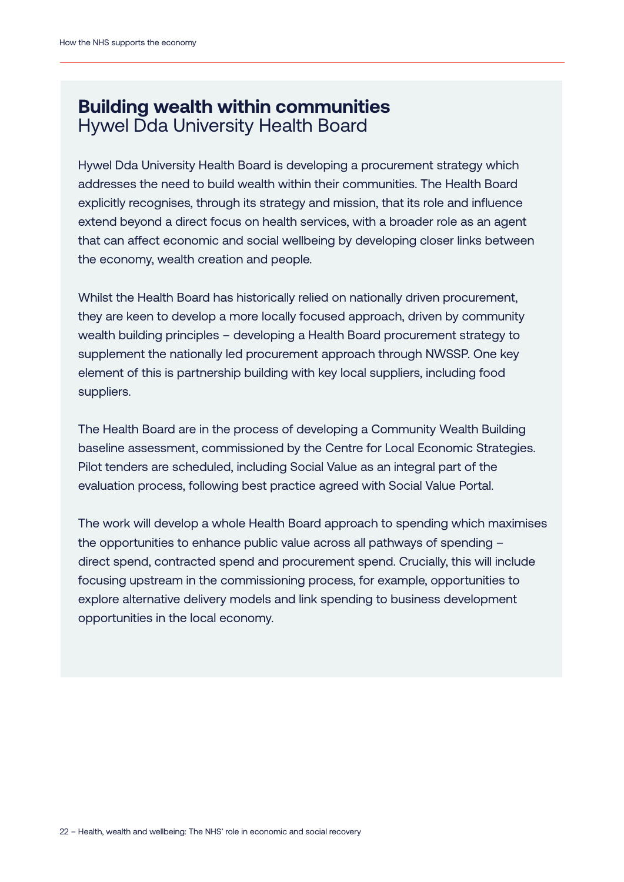## Building wealth within communities
Hywel Dda University Health Board

Hywel Dda University Health Board is developing a procurement strategy which addresses the need to build wealth within their communities. The Health Board explicitly recognises, through its strategy and mission, that its role and influence extend beyond a direct focus on health services, with a broader role as an agent that can affect economic and social wellbeing by developing closer links between the economy, wealth creation and people.

Whilst the Health Board has historically relied on nationally driven procurement, they are keen to develop a more locally focused approach, driven by community wealth building principles – developing a Health Board procurement strategy to supplement the nationally led procurement approach through NWSSP. One key element of this is partnership building with key local suppliers, including food suppliers.

The Health Board are in the process of developing a Community Wealth Building baseline assessment, commissioned by the Centre for Local Economic Strategies. Pilot tenders are scheduled, including Social Value as an integral part of the evaluation process, following best practice agreed with Social Value Portal.

The work will develop a whole Health Board approach to spending which maximises the opportunities to enhance public value across all pathways of spending – direct spend, contracted spend and procurement spend. Crucially, this will include focusing upstream in the commissioning process, for example, opportunities to explore alternative delivery models and link spending to business development opportunities in the local economy.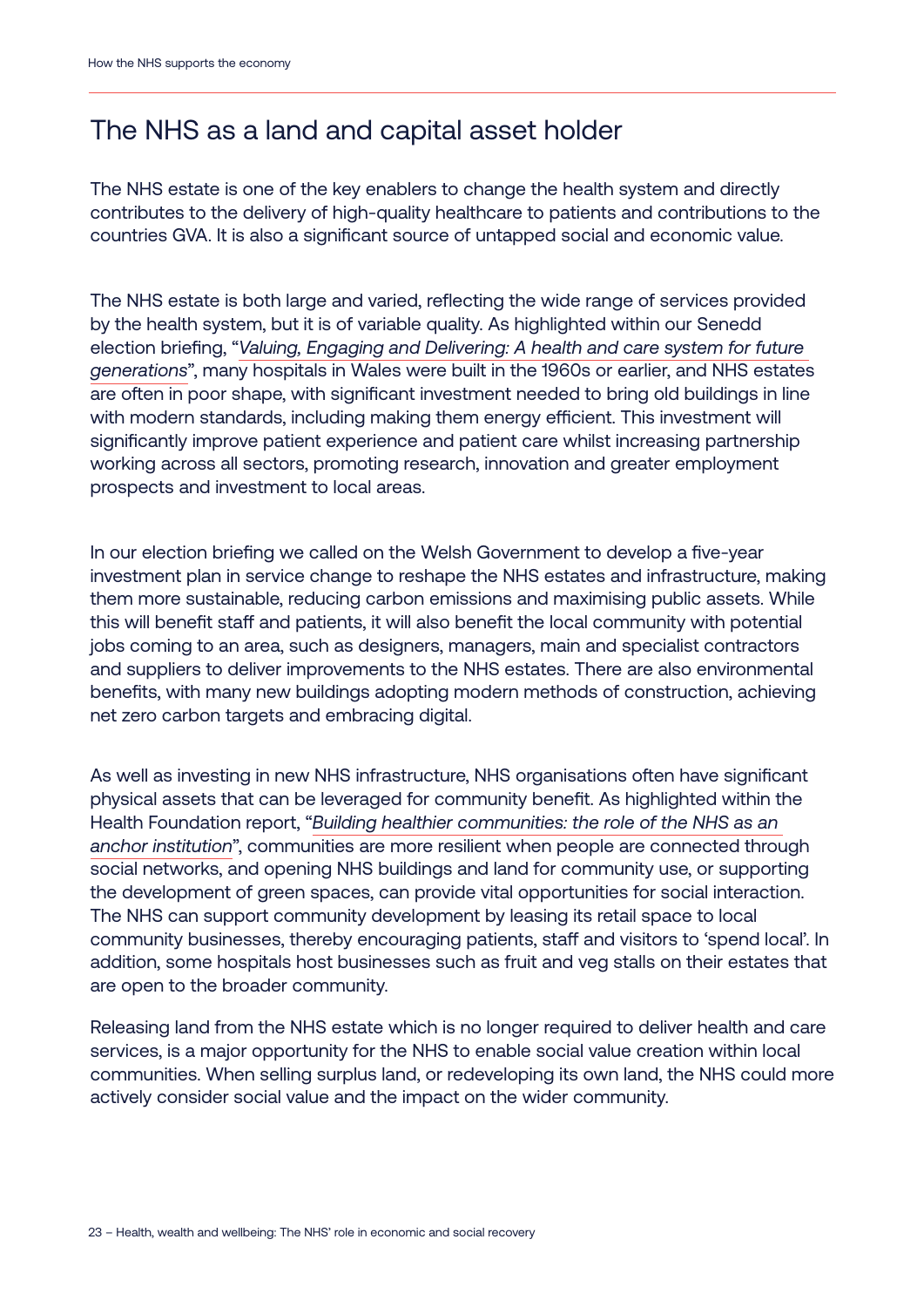## The NHS as a land and capital asset holder

The NHS estate is one of the key enablers to change the health system and directly contributes to the delivery of high-quality healthcare to patients and contributions to the countries GVA. It is also a significant source of untapped social and economic value.

The NHS estate is both large and varied, reflecting the wide range of services provided by the health system, but it is of variable quality. As highlighted within our Senedd election briefing, "*Valuing, Engaging and Delivering: A health and care system for future generations*", many hospitals in Wales were built in the 1960s or earlier, and NHS estates are often in poor shape, with significant investment needed to bring old buildings in line with modern standards, including making them energy efficient. This investment will significantly improve patient experience and patient care whilst increasing partnership working across all sectors, promoting research, innovation and greater employment prospects and investment to local areas.

In our election briefing we called on the Welsh Government to develop a five-year investment plan in service change to reshape the NHS estates and infrastructure, making them more sustainable, reducing carbon emissions and maximising public assets. While this will benefit staff and patients, it will also benefit the local community with potential jobs coming to an area, such as designers, managers, main and specialist contractors and suppliers to deliver improvements to the NHS estates. There are also environmental benefits, with many new buildings adopting modern methods of construction, achieving net zero carbon targets and embracing digital.

As well as investing in new NHS infrastructure, NHS organisations often have significant physical assets that can be leveraged for community benefit. As highlighted within the Health Foundation report, "*Building healthier communities: the role of the NHS as an anchor institution*", communities are more resilient when people are connected through social networks, and opening NHS buildings and land for community use, or supporting the development of green spaces, can provide vital opportunities for social interaction. The NHS can support community development by leasing its retail space to local community businesses, thereby encouraging patients, staff and visitors to 'spend local'. In addition, some hospitals host businesses such as fruit and veg stalls on their estates that are open to the broader community.

Releasing land from the NHS estate which is no longer required to deliver health and care services, is a major opportunity for the NHS to enable social value creation within local communities. When selling surplus land, or redeveloping its own land, the NHS could more actively consider social value and the impact on the wider community.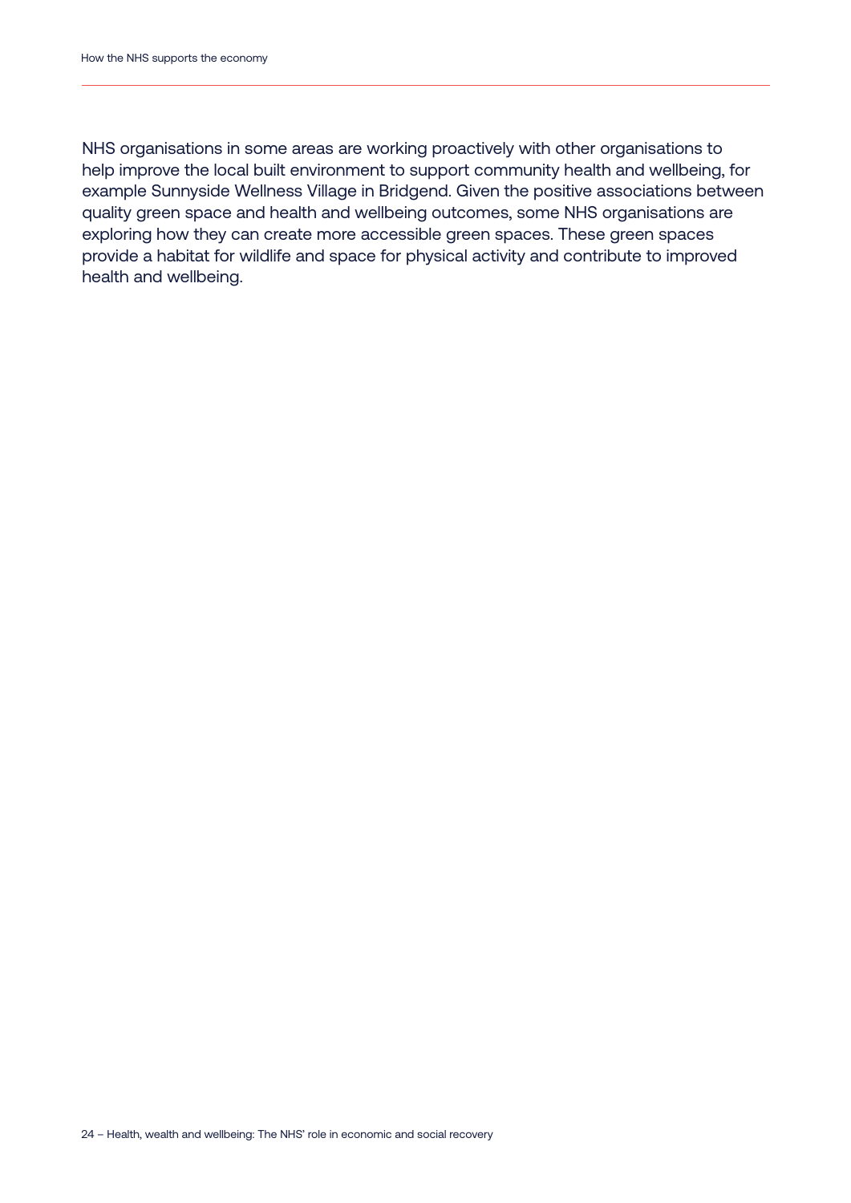NHS organisations in some areas are working proactively with other organisations to help improve the local built environment to support community health and wellbeing, for example Sunnyside Wellness Village in Bridgend. Given the positive associations between quality green space and health and wellbeing outcomes, some NHS organisations are exploring how they can create more accessible green spaces. These green spaces provide a habitat for wildlife and space for physical activity and contribute to improved health and wellbeing.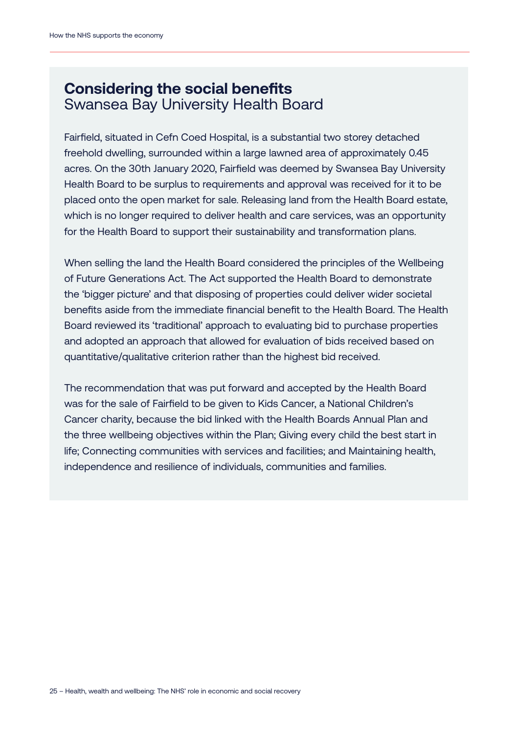## Considering the social benefits

Swansea Bay University Health Board

Fairfield, situated in Cefn Coed Hospital, is a substantial two storey detached freehold dwelling, surrounded within a large lawned area of approximately 0.45 acres. On the 30th January 2020, Fairfield was deemed by Swansea Bay University Health Board to be surplus to requirements and approval was received for it to be placed onto the open market for sale. Releasing land from the Health Board estate, which is no longer required to deliver health and care services, was an opportunity for the Health Board to support their sustainability and transformation plans.

When selling the land the Health Board considered the principles of the Wellbeing of Future Generations Act. The Act supported the Health Board to demonstrate the 'bigger picture' and that disposing of properties could deliver wider societal benefits aside from the immediate financial benefit to the Health Board. The Health Board reviewed its 'traditional' approach to evaluating bid to purchase properties and adopted an approach that allowed for evaluation of bids received based on quantitative/qualitative criterion rather than the highest bid received.

The recommendation that was put forward and accepted by the Health Board was for the sale of Fairfield to be given to Kids Cancer, a National Children's Cancer charity, because the bid linked with the Health Boards Annual Plan and the three wellbeing objectives within the Plan; Giving every child the best start in life; Connecting communities with services and facilities; and Maintaining health, independence and resilience of individuals, communities and families.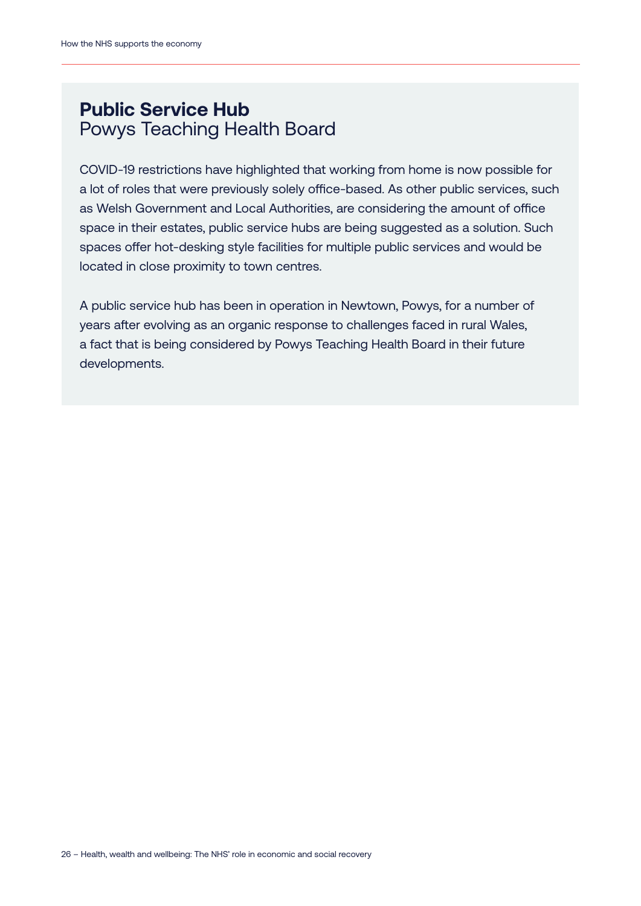## **Public Service Hub**
Powys Teaching Health Board

COVID-19 restrictions have highlighted that working from home is now possible for a lot of roles that were previously solely office-based. As other public services, such as Welsh Government and Local Authorities, are considering the amount of office space in their estates, public service hubs are being suggested as a solution. Such spaces offer hot-desking style facilities for multiple public services and would be located in close proximity to town centres.

A public service hub has been in operation in Newtown, Powys, for a number of years after evolving as an organic response to challenges faced in rural Wales, a fact that is being considered by Powys Teaching Health Board in their future developments.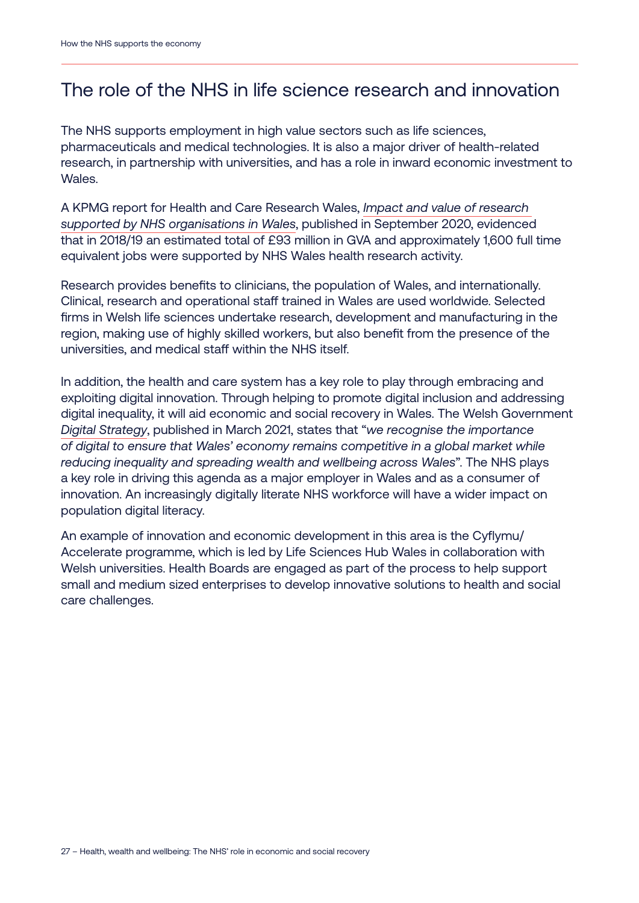## The role of the NHS in life science research and innovation

The NHS supports employment in high value sectors such as life sciences, pharmaceuticals and medical technologies. It is also a major driver of health-related research, in partnership with universities, and has a role in inward economic investment to Wales.

A KPMG report for Health and Care Research Wales, *Impact and value of research supported by NHS organisations in Wales*, published in September 2020, evidenced that in 2018/19 an estimated total of £93 million in GVA and approximately 1,600 full time equivalent jobs were supported by NHS Wales health research activity.

Research provides benefits to clinicians, the population of Wales, and internationally. Clinical, research and operational staff trained in Wales are used worldwide. Selected firms in Welsh life sciences undertake research, development and manufacturing in the region, making use of highly skilled workers, but also benefit from the presence of the universities, and medical staff within the NHS itself.

In addition, the health and care system has a key role to play through embracing and exploiting digital innovation. Through helping to promote digital inclusion and addressing digital inequality, it will aid economic and social recovery in Wales. The Welsh Government *Digital Strategy*, published in March 2021, states that "*we recognise the importance of digital to ensure that Wales' economy remains competitive in a global market while reducing inequality and spreading wealth and wellbeing across Wales*". The NHS plays a key role in driving this agenda as a major employer in Wales and as a consumer of innovation. An increasingly digitally literate NHS workforce will have a wider impact on population digital literacy.

An example of innovation and economic development in this area is the Cyflymu/Accelerate programme, which is led by Life Sciences Hub Wales in collaboration with Welsh universities. Health Boards are engaged as part of the process to help support small and medium sized enterprises to develop innovative solutions to health and social care challenges.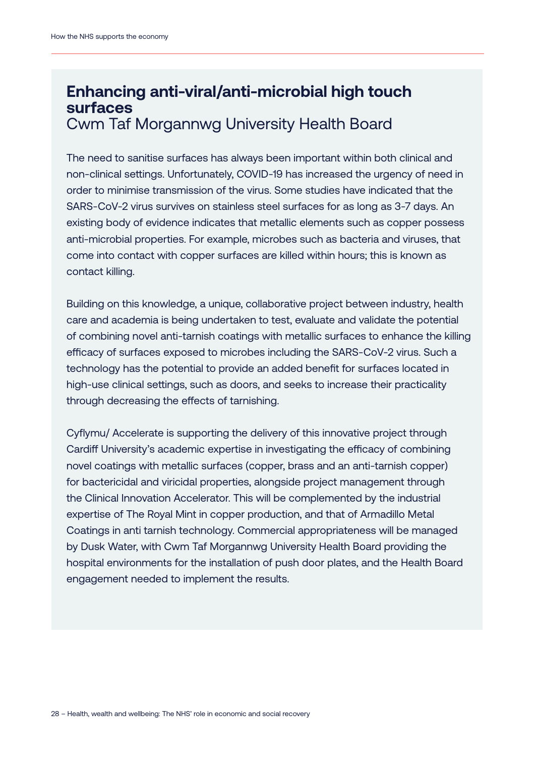## Enhancing anti-viral/anti-microbial high touch surfaces

Cwm Taf Morgannwg University Health Board

The need to sanitise surfaces has always been important within both clinical and non-clinical settings. Unfortunately, COVID-19 has increased the urgency of need in order to minimise transmission of the virus. Some studies have indicated that the SARS-CoV-2 virus survives on stainless steel surfaces for as long as 3-7 days. An existing body of evidence indicates that metallic elements such as copper possess anti-microbial properties. For example, microbes such as bacteria and viruses, that come into contact with copper surfaces are killed within hours; this is known as contact killing.

Building on this knowledge, a unique, collaborative project between industry, health care and academia is being undertaken to test, evaluate and validate the potential of combining novel anti-tarnish coatings with metallic surfaces to enhance the killing efficacy of surfaces exposed to microbes including the SARS-CoV-2 virus. Such a technology has the potential to provide an added benefit for surfaces located in high-use clinical settings, such as doors, and seeks to increase their practicality through decreasing the effects of tarnishing.

Cyflymu/ Accelerate is supporting the delivery of this innovative project through Cardiff University's academic expertise in investigating the efficacy of combining novel coatings with metallic surfaces (copper, brass and an anti-tarnish copper) for bactericidal and viricidal properties, alongside project management through the Clinical Innovation Accelerator. This will be complemented by the industrial expertise of The Royal Mint in copper production, and that of Armadillo Metal Coatings in anti tarnish technology. Commercial appropriateness will be managed by Dusk Water, with Cwm Taf Morgannwg University Health Board providing the hospital environments for the installation of push door plates, and the Health Board engagement needed to implement the results.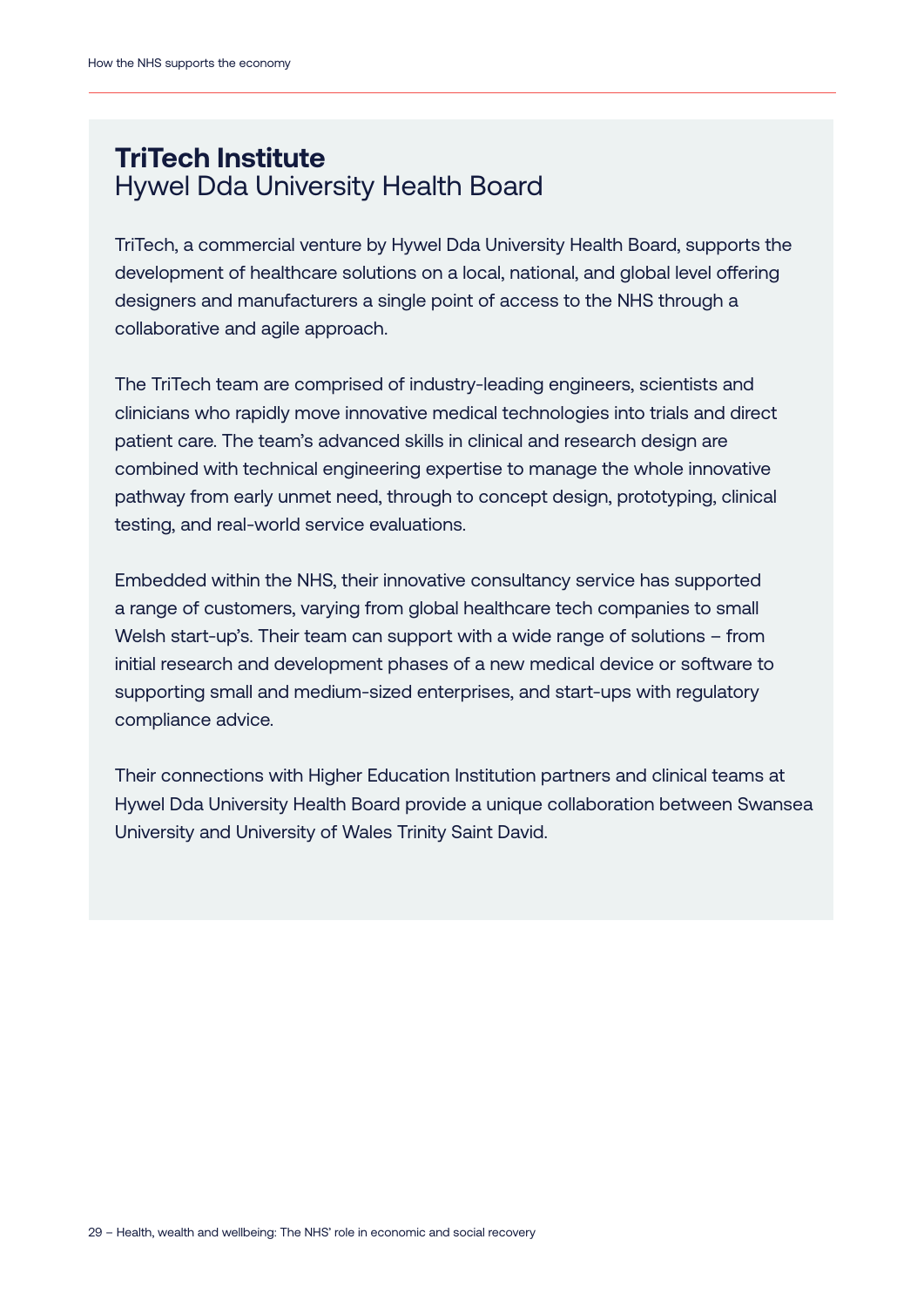## TriTech Institute
Hywel Dda University Health Board

TriTech, a commercial venture by Hywel Dda University Health Board, supports the development of healthcare solutions on a local, national, and global level offering designers and manufacturers a single point of access to the NHS through a collaborative and agile approach.

The TriTech team are comprised of industry-leading engineers, scientists and clinicians who rapidly move innovative medical technologies into trials and direct patient care. The team's advanced skills in clinical and research design are combined with technical engineering expertise to manage the whole innovative pathway from early unmet need, through to concept design, prototyping, clinical testing, and real-world service evaluations.

Embedded within the NHS, their innovative consultancy service has supported a range of customers, varying from global healthcare tech companies to small Welsh start-up's. Their team can support with a wide range of solutions – from initial research and development phases of a new medical device or software to supporting small and medium-sized enterprises, and start-ups with regulatory compliance advice.

Their connections with Higher Education Institution partners and clinical teams at Hywel Dda University Health Board provide a unique collaboration between Swansea University and University of Wales Trinity Saint David.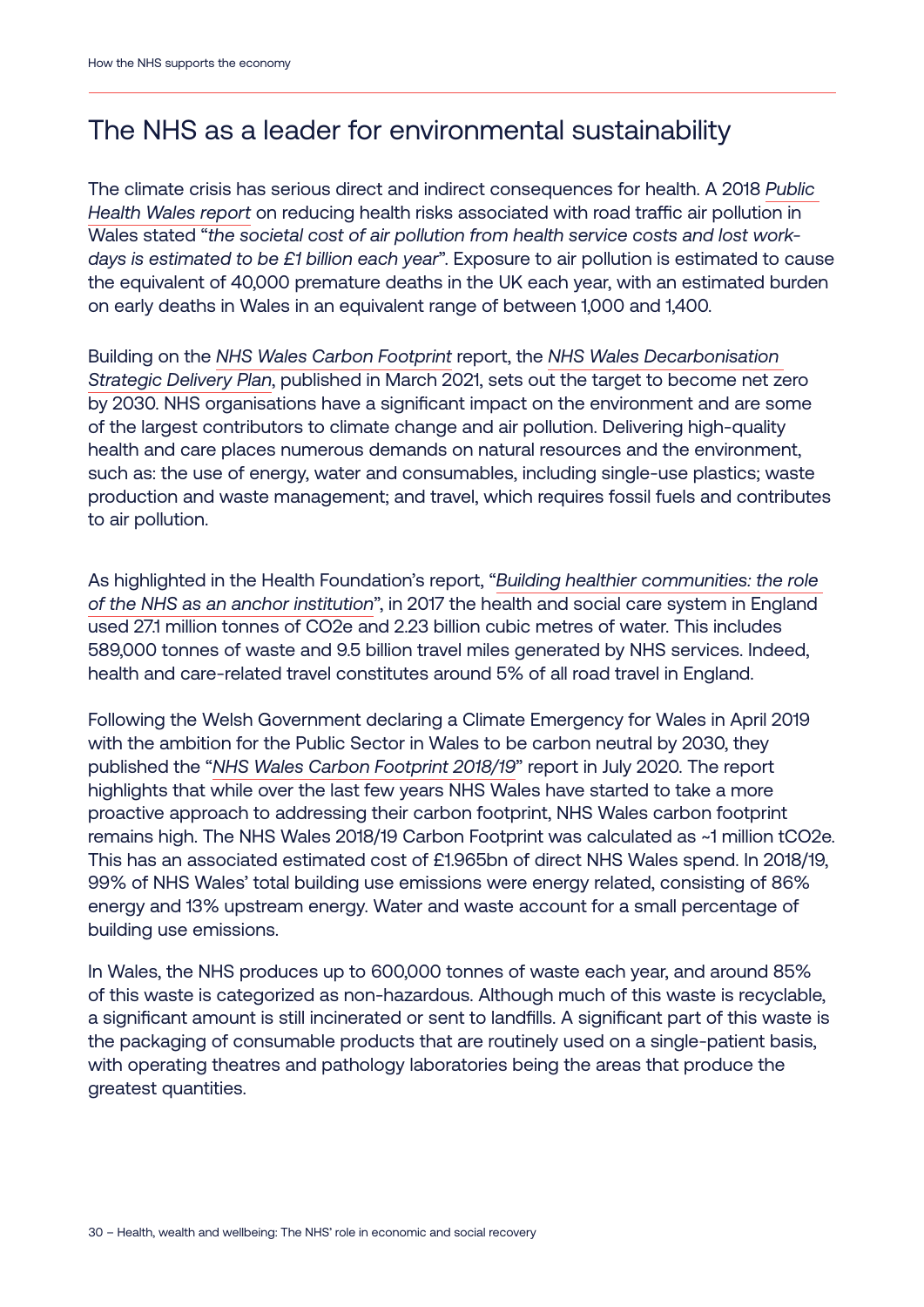## The NHS as a leader for environmental sustainability

The climate crisis has serious direct and indirect consequences for health. A 2018 *Public Health Wales report* on reducing health risks associated with road traffic air pollution in Wales stated "*the societal cost of air pollution from health service costs and lost work-days is estimated to be £1 billion each year*". Exposure to air pollution is estimated to cause the equivalent of 40,000 premature deaths in the UK each year, with an estimated burden on early deaths in Wales in an equivalent range of between 1,000 and 1,400.

Building on the *NHS Wales Carbon Footprint* report, the *NHS Wales Decarbonisation Strategic Delivery Plan*, published in March 2021, sets out the target to become net zero by 2030. NHS organisations have a significant impact on the environment and are some of the largest contributors to climate change and air pollution. Delivering high-quality health and care places numerous demands on natural resources and the environment, such as: the use of energy, water and consumables, including single-use plastics; waste production and waste management; and travel, which requires fossil fuels and contributes to air pollution.

As highlighted in the Health Foundation's report, "*Building healthier communities: the role of the NHS as an anchor institution*", in 2017 the health and social care system in England used 27.1 million tonnes of $CO_2e$ and 2.23 billion cubic metres of water. This includes 589,000 tonnes of waste and 9.5 billion travel miles generated by NHS services. Indeed, health and care-related travel constitutes around 5% of all road travel in England.

Following the Welsh Government declaring a Climate Emergency for Wales in April 2019 with the ambition for the Public Sector in Wales to be carbon neutral by 2030, they published the "*NHS Wales Carbon Footprint 2018/19*" report in July 2020. The report highlights that while over the last few years NHS Wales have started to take a more proactive approach to addressing their carbon footprint, NHS Wales carbon footprint remains high. The NHS Wales 2018/19 Carbon Footprint was calculated as ~1 million $tCO_2e$. This has an associated estimated cost of £1.965bn of direct NHS Wales spend. In 2018/19, 99% of NHS Wales' total building use emissions were energy related, consisting of 86% energy and 13% upstream energy. Water and waste account for a small percentage of building use emissions.

In Wales, the NHS produces up to 600,000 tonnes of waste each year, and around 85% of this waste is categorized as non-hazardous. Although much of this waste is recyclable, a significant amount is still incinerated or sent to landfills. A significant part of this waste is the packaging of consumable products that are routinely used on a single-patient basis, with operating theatres and pathology laboratories being the areas that produce the greatest quantities.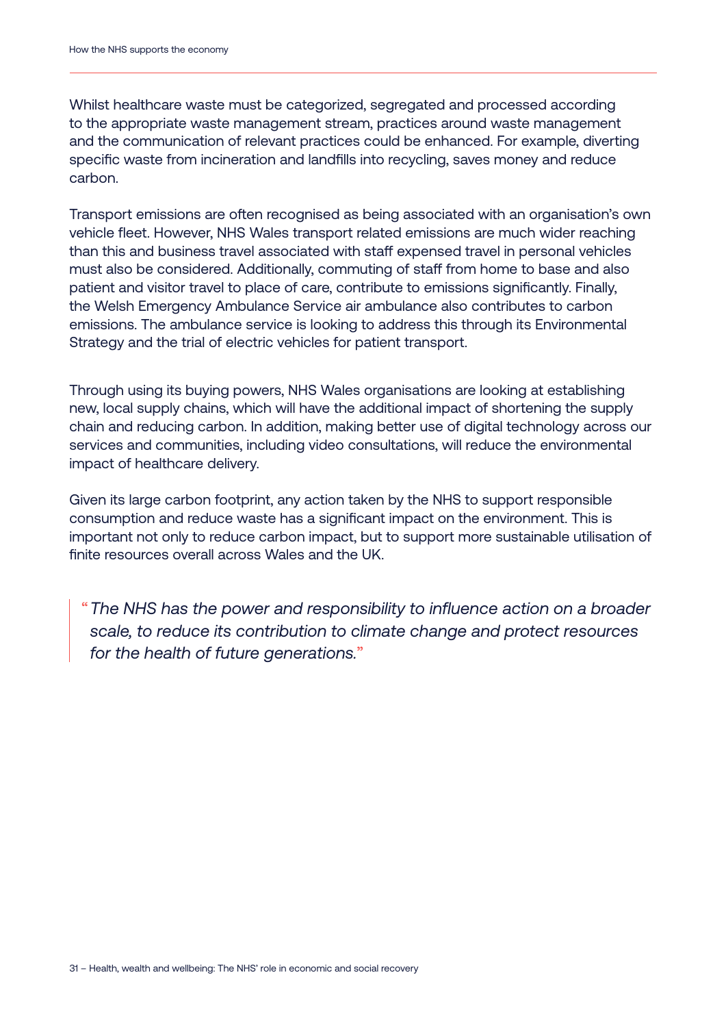Whilst healthcare waste must be categorized, segregated and processed according to the appropriate waste management stream, practices around waste management and the communication of relevant practices could be enhanced. For example, diverting specific waste from incineration and landfills into recycling, saves money and reduce carbon.

Transport emissions are often recognised as being associated with an organisation's own vehicle fleet. However, NHS Wales transport related emissions are much wider reaching than this and business travel associated with staff expensed travel in personal vehicles must also be considered. Additionally, commuting of staff from home to base and also patient and visitor travel to place of care, contribute to emissions significantly. Finally, the Welsh Emergency Ambulance Service air ambulance also contributes to carbon emissions. The ambulance service is looking to address this through its Environmental Strategy and the trial of electric vehicles for patient transport.

Through using its buying powers, NHS Wales organisations are looking at establishing new, local supply chains, which will have the additional impact of shortening the supply chain and reducing carbon. In addition, making better use of digital technology across our services and communities, including video consultations, will reduce the environmental impact of healthcare delivery.

Given its large carbon footprint, any action taken by the NHS to support responsible consumption and reduce waste has a significant impact on the environment. This is important not only to reduce carbon impact, but to support more sustainable utilisation of finite resources overall across Wales and the UK.

> "*The NHS has the power and responsibility to influence action on a broader scale, to reduce its contribution to climate change and protect resources for the health of future generations.*"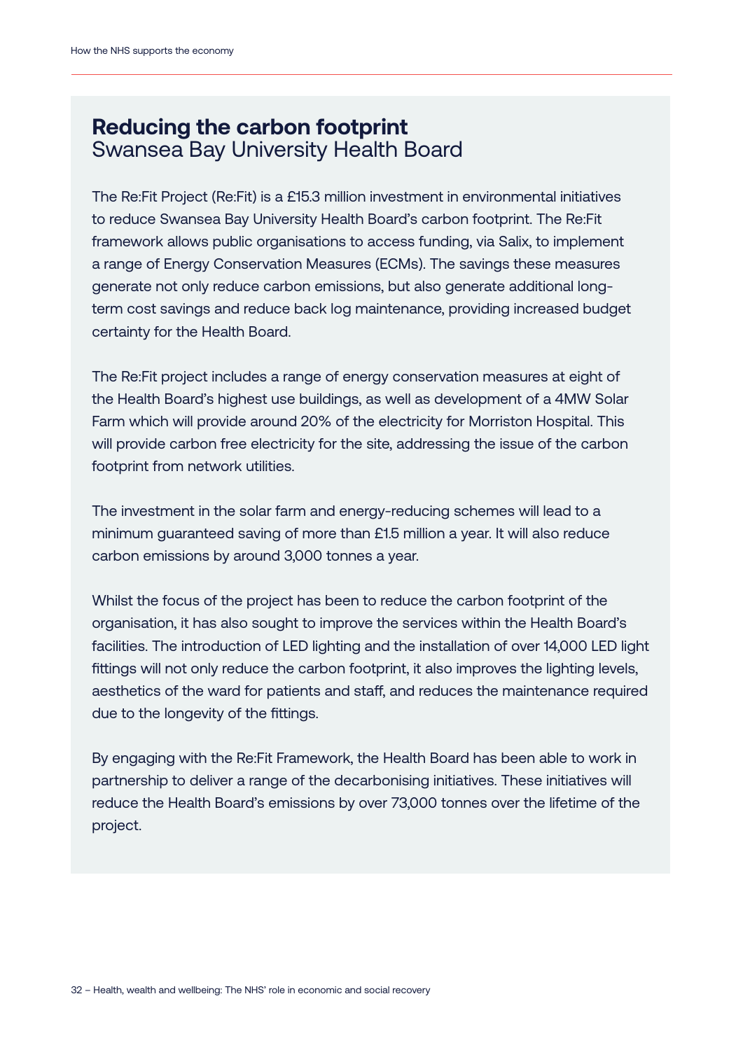## Reducing the carbon footprint
Swansea Bay University Health Board

The Re:Fit Project (Re:Fit) is a £15.3 million investment in environmental initiatives to reduce Swansea Bay University Health Board's carbon footprint. The Re:Fit framework allows public organisations to access funding, via Salix, to implement a range of Energy Conservation Measures (ECMs). The savings these measures generate not only reduce carbon emissions, but also generate additional long-term cost savings and reduce back log maintenance, providing increased budget certainty for the Health Board.

The Re:Fit project includes a range of energy conservation measures at eight of the Health Board's highest use buildings, as well as development of a 4MW Solar Farm which will provide around 20% of the electricity for Morriston Hospital. This will provide carbon free electricity for the site, addressing the issue of the carbon footprint from network utilities.

The investment in the solar farm and energy-reducing schemes will lead to a minimum guaranteed saving of more than £1.5 million a year. It will also reduce carbon emissions by around 3,000 tonnes a year.

Whilst the focus of the project has been to reduce the carbon footprint of the organisation, it has also sought to improve the services within the Health Board's facilities. The introduction of LED lighting and the installation of over 14,000 LED light fittings will not only reduce the carbon footprint, it also improves the lighting levels, aesthetics of the ward for patients and staff, and reduces the maintenance required due to the longevity of the fittings.

By engaging with the Re:Fit Framework, the Health Board has been able to work in partnership to deliver a range of the decarbonising initiatives. These initiatives will reduce the Health Board's emissions by over 73,000 tonnes over the lifetime of the project.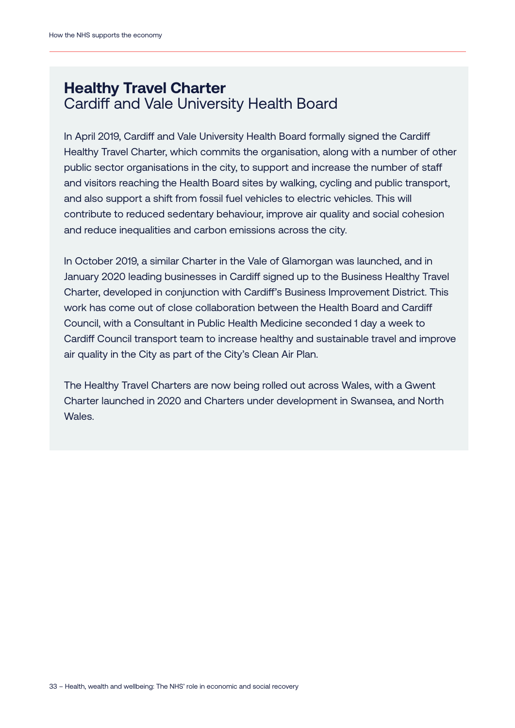## Healthy Travel Charter
Cardiff and Vale University Health Board

In April 2019, Cardiff and Vale University Health Board formally signed the Cardiff Healthy Travel Charter, which commits the organisation, along with a number of other public sector organisations in the city, to support and increase the number of staff and visitors reaching the Health Board sites by walking, cycling and public transport, and also support a shift from fossil fuel vehicles to electric vehicles. This will contribute to reduced sedentary behaviour, improve air quality and social cohesion and reduce inequalities and carbon emissions across the city.

In October 2019, a similar Charter in the Vale of Glamorgan was launched, and in January 2020 leading businesses in Cardiff signed up to the Business Healthy Travel Charter, developed in conjunction with Cardiff's Business Improvement District. This work has come out of close collaboration between the Health Board and Cardiff Council, with a Consultant in Public Health Medicine seconded 1 day a week to Cardiff Council transport team to increase healthy and sustainable travel and improve air quality in the City as part of the City's Clean Air Plan.

The Healthy Travel Charters are now being rolled out across Wales, with a Gwent Charter launched in 2020 and Charters under development in Swansea, and North Wales.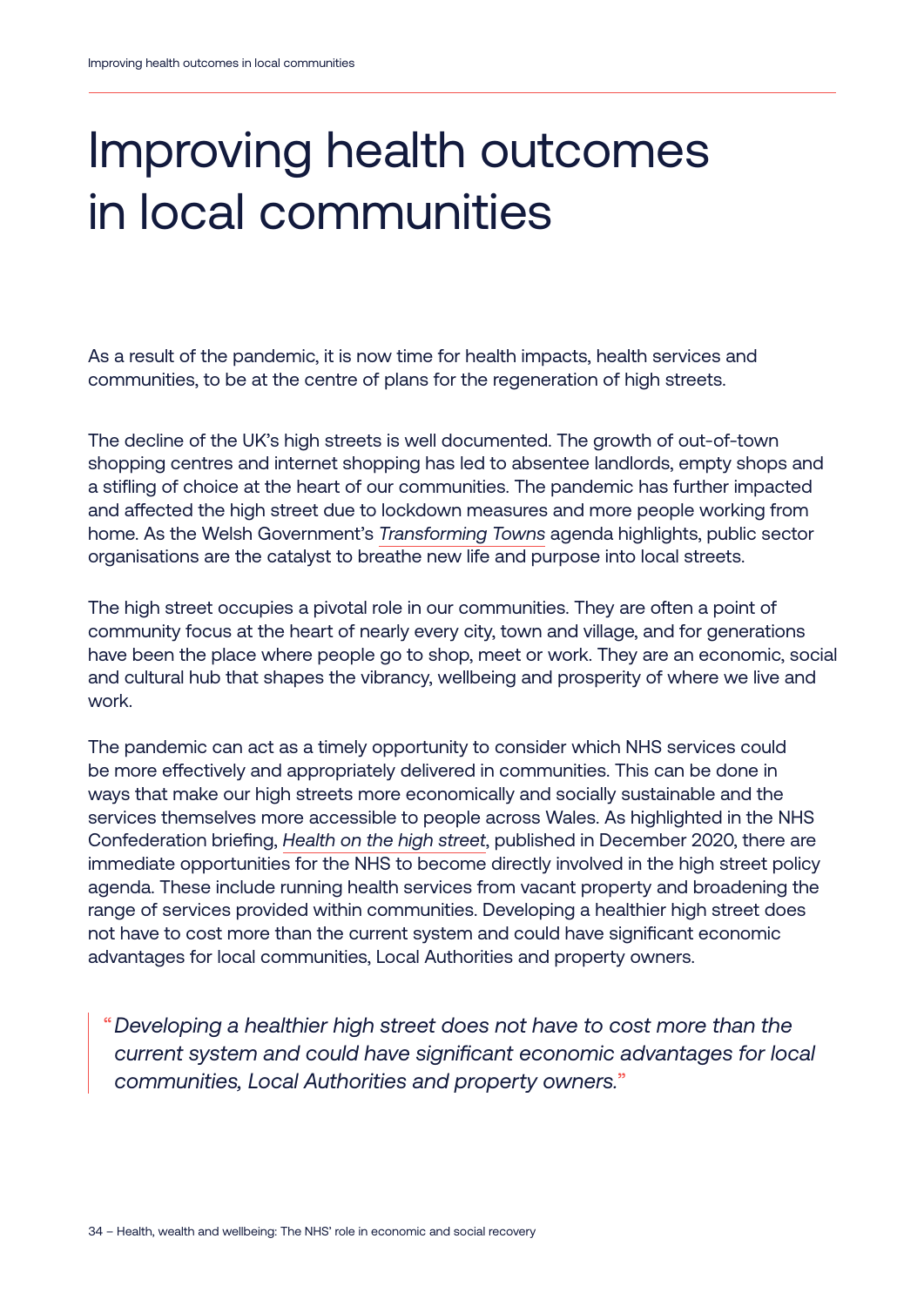# Improving health outcomes in local communities

As a result of the pandemic, it is now time for health impacts, health services and communities, to be at the centre of plans for the regeneration of high streets.

The decline of the UK's high streets is well documented. The growth of out-of-town shopping centres and internet shopping has led to absentee landlords, empty shops and a stifling of choice at the heart of our communities. The pandemic has further impacted and affected the high street due to lockdown measures and more people working from home. As the Welsh Government's *Transforming Towns* agenda highlights, public sector organisations are the catalyst to breathe new life and purpose into local streets.

The high street occupies a pivotal role in our communities. They are often a point of community focus at the heart of nearly every city, town and village, and for generations have been the place where people go to shop, meet or work. They are an economic, social and cultural hub that shapes the vibrancy, wellbeing and prosperity of where we live and work.

The pandemic can act as a timely opportunity to consider which NHS services could be more effectively and appropriately delivered in communities. This can be done in ways that make our high streets more economically and socially sustainable and the services themselves more accessible to people across Wales. As highlighted in the NHS Confederation briefing, *Health on the high street*, published in December 2020, there are immediate opportunities for the NHS to become directly involved in the high street policy agenda. These include running health services from vacant property and broadening the range of services provided within communities. Developing a healthier high street does not have to cost more than the current system and could have significant economic advantages for local communities, Local Authorities and property owners.

> *"Developing a healthier high street does not have to cost more than the current system and could have significant economic advantages for local communities, Local Authorities and property owners."*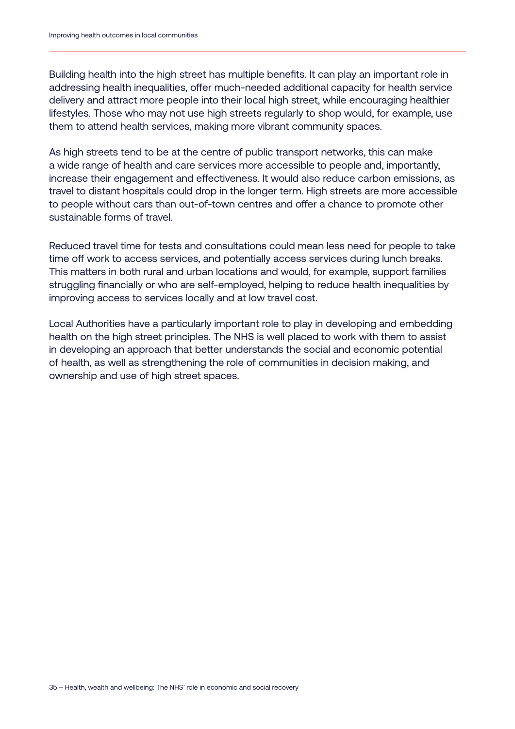Building health into the high street has multiple benefits. It can play an important role in addressing health inequalities, offer much-needed additional capacity for health service delivery and attract more people into their local high street, while encouraging healthier lifestyles. Those who may not use high streets regularly to shop would, for example, use them to attend health services, making more vibrant community spaces.

As high streets tend to be at the centre of public transport networks, this can make a wide range of health and care services more accessible to people and, importantly, increase their engagement and effectiveness. It would also reduce carbon emissions, as travel to distant hospitals could drop in the longer term. High streets are more accessible to people without cars than out-of-town centres and offer a chance to promote other sustainable forms of travel.

Reduced travel time for tests and consultations could mean less need for people to take time off work to access services, and potentially access services during lunch breaks. This matters in both rural and urban locations and would, for example, support families struggling financially or who are self-employed, helping to reduce health inequalities by improving access to services locally and at low travel cost.

Local Authorities have a particularly important role to play in developing and embedding health on the high street principles. The NHS is well placed to work with them to assist in developing an approach that better understands the social and economic potential of health, as well as strengthening the role of communities in decision making, and ownership and use of high street spaces.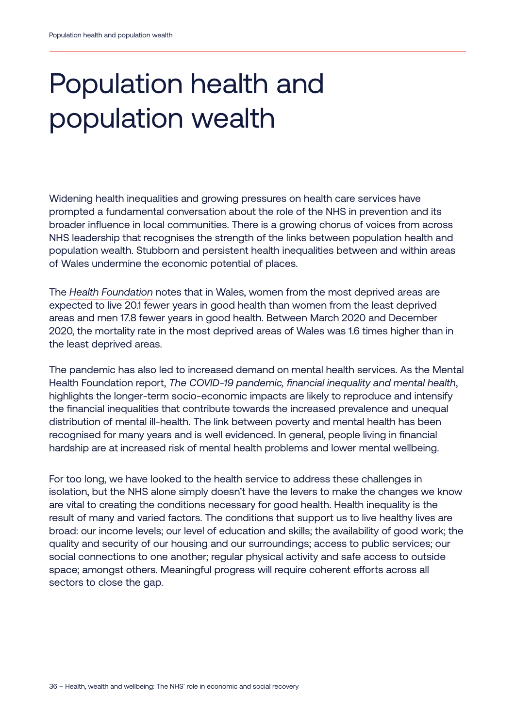# Population health and population wealth

Widening health inequalities and growing pressures on health care services have prompted a fundamental conversation about the role of the NHS in prevention and its broader influence in local communities. There is a growing chorus of voices from across NHS leadership that recognises the strength of the links between population health and population wealth. Stubborn and persistent health inequalities between and within areas of Wales undermine the economic potential of places.

The *Health Foundation* notes that in Wales, women from the most deprived areas are expected to live 20.1 fewer years in good health than women from the least deprived areas and men 17.8 fewer years in good health. Between March 2020 and December 2020, the mortality rate in the most deprived areas of Wales was 1.6 times higher than in the least deprived areas.

The pandemic has also led to increased demand on mental health services. As the Mental Health Foundation report, *The COVID-19 pandemic, financial inequality and mental health*, highlights the longer-term socio-economic impacts are likely to reproduce and intensify the financial inequalities that contribute towards the increased prevalence and unequal distribution of mental ill-health. The link between poverty and mental health has been recognised for many years and is well evidenced. In general, people living in financial hardship are at increased risk of mental health problems and lower mental wellbeing.

For too long, we have looked to the health service to address these challenges in isolation, but the NHS alone simply doesn't have the levers to make the changes we know are vital to creating the conditions necessary for good health. Health inequality is the result of many and varied factors. The conditions that support us to live healthy lives are broad: our income levels; our level of education and skills; the availability of good work; the quality and security of our housing and our surroundings; access to public services; our social connections to one another; regular physical activity and safe access to outside space; amongst others. Meaningful progress will require coherent efforts across all sectors to close the gap.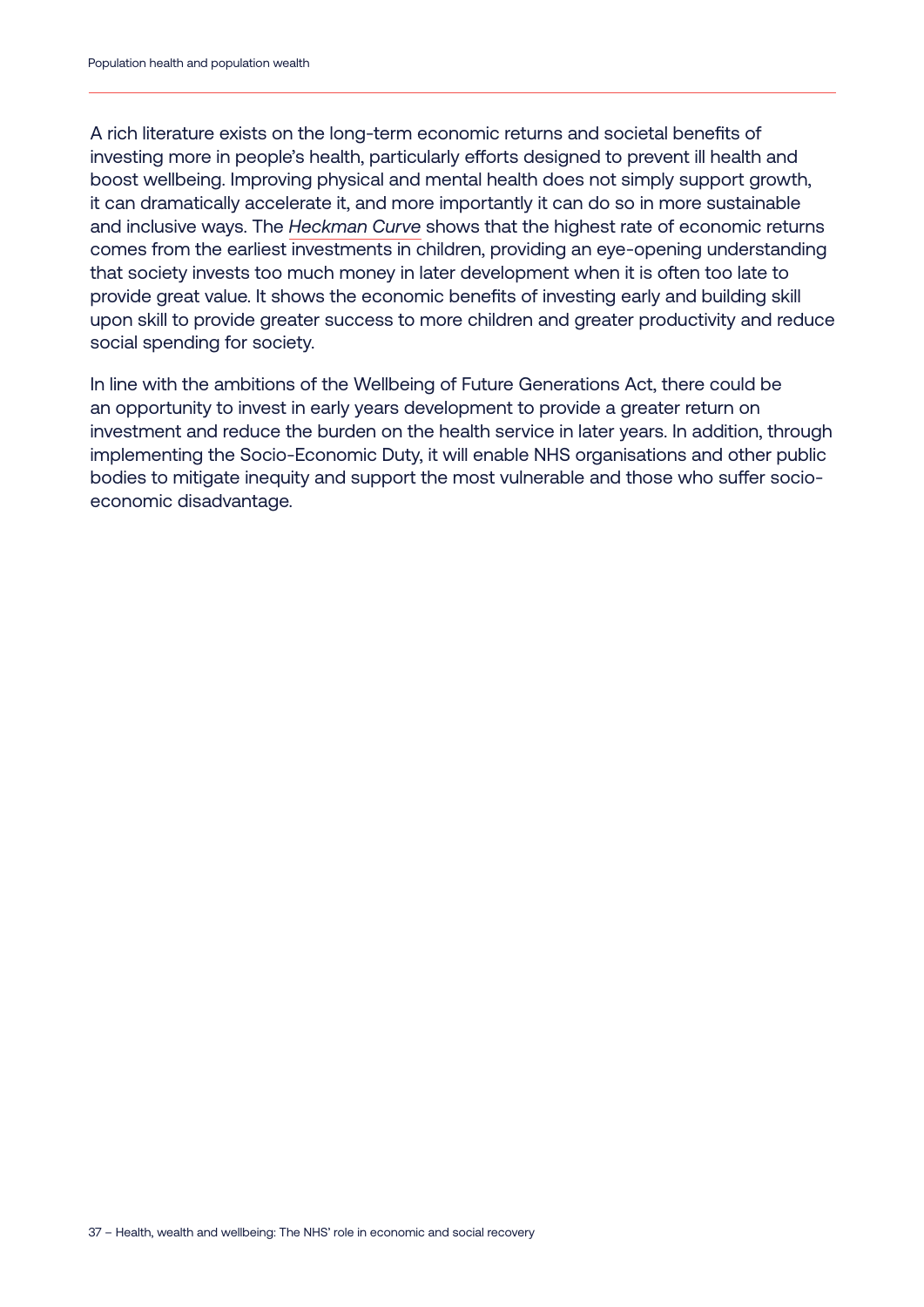A rich literature exists on the long-term economic returns and societal benefits of investing more in people's health, particularly efforts designed to prevent ill health and boost wellbeing. Improving physical and mental health does not simply support growth, it can dramatically accelerate it, and more importantly it can do so in more sustainable and inclusive ways. The *Heckman Curve* shows that the highest rate of economic returns comes from the earliest investments in children, providing an eye-opening understanding that society invests too much money in later development when it is often too late to provide great value. It shows the economic benefits of investing early and building skill upon skill to provide greater success to more children and greater productivity and reduce social spending for society.

In line with the ambitions of the Wellbeing of Future Generations Act, there could be an opportunity to invest in early years development to provide a greater return on investment and reduce the burden on the health service in later years. In addition, through implementing the Socio-Economic Duty, it will enable NHS organisations and other public bodies to mitigate inequity and support the most vulnerable and those who suffer socio-economic disadvantage.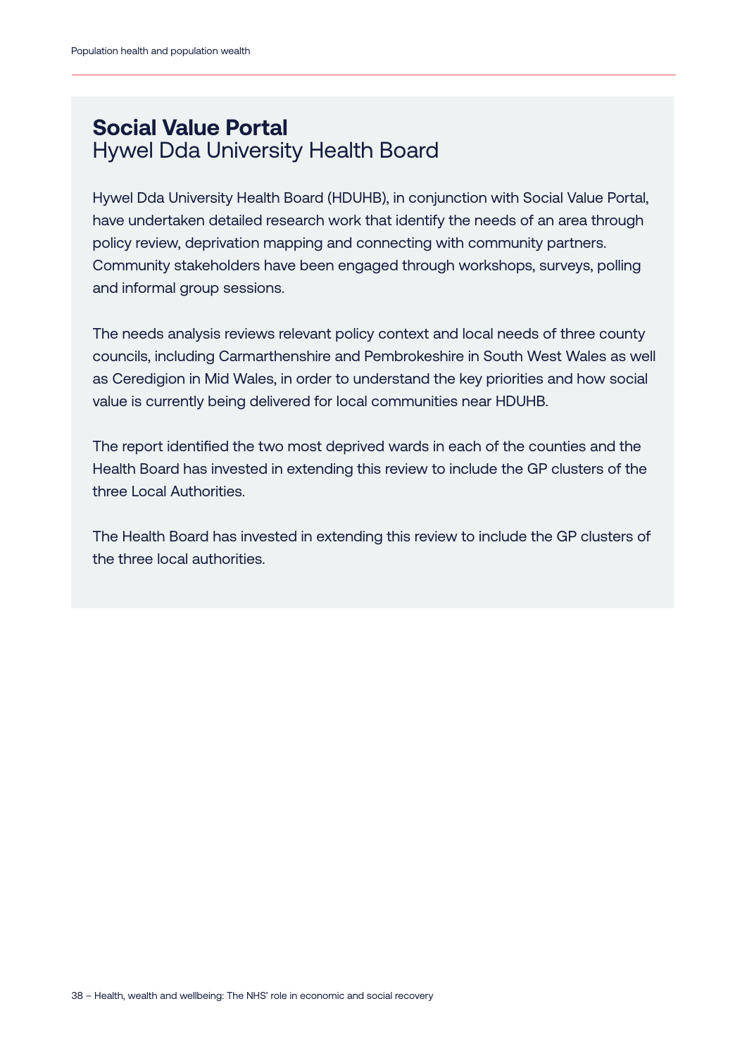## **Social Value Portal**
Hywel Dda University Health Board

Hywel Dda University Health Board (HDUHB), in conjunction with Social Value Portal, have undertaken detailed research work that identify the needs of an area through policy review, deprivation mapping and connecting with community partners. Community stakeholders have been engaged through workshops, surveys, polling and informal group sessions.

The needs analysis reviews relevant policy context and local needs of three county councils, including Carmarthenshire and Pembrokeshire in South West Wales as well as Ceredigion in Mid Wales, in order to understand the key priorities and how social value is currently being delivered for local communities near HDUHB.

The report identified the two most deprived wards in each of the counties and the Health Board has invested in extending this review to include the GP clusters of the three Local Authorities.

The Health Board has invested in extending this review to include the GP clusters of the three local authorities.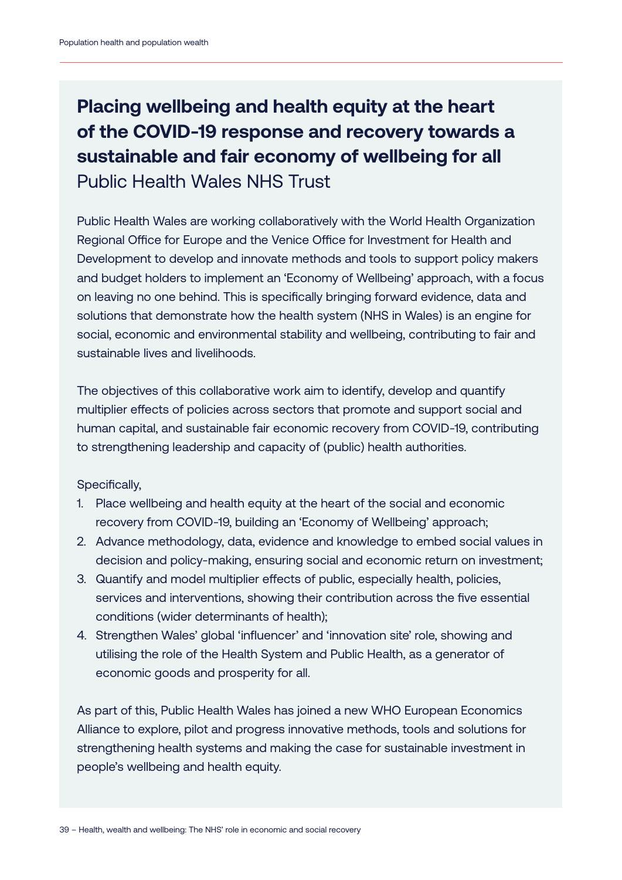## Placing wellbeing and health equity at the heart of the COVID-19 response and recovery towards a sustainable and fair economy of wellbeing for all

Public Health Wales NHS Trust

Public Health Wales are working collaboratively with the World Health Organization Regional Office for Europe and the Venice Office for Investment for Health and Development to develop and innovate methods and tools to support policy makers and budget holders to implement an 'Economy of Wellbeing' approach, with a focus on leaving no one behind. This is specifically bringing forward evidence, data and solutions that demonstrate how the health system (NHS in Wales) is an engine for social, economic and environmental stability and wellbeing, contributing to fair and sustainable lives and livelihoods.

The objectives of this collaborative work aim to identify, develop and quantify multiplier effects of policies across sectors that promote and support social and human capital, and sustainable fair economic recovery from COVID-19, contributing to strengthening leadership and capacity of (public) health authorities.

Specifically,

1. Place wellbeing and health equity at the heart of the social and economic recovery from COVID-19, building an 'Economy of Wellbeing' approach;
2. Advance methodology, data, evidence and knowledge to embed social values in decision and policy-making, ensuring social and economic return on investment;
3. Quantify and model multiplier effects of public, especially health, policies, services and interventions, showing their contribution across the five essential conditions (wider determinants of health);
4. Strengthen Wales' global 'influencer' and 'innovation site' role, showing and utilising the role of the Health System and Public Health, as a generator of economic goods and prosperity for all.

As part of this, Public Health Wales has joined a new WHO European Economics Alliance to explore, pilot and progress innovative methods, tools and solutions for strengthening health systems and making the case for sustainable investment in people's wellbeing and health equity.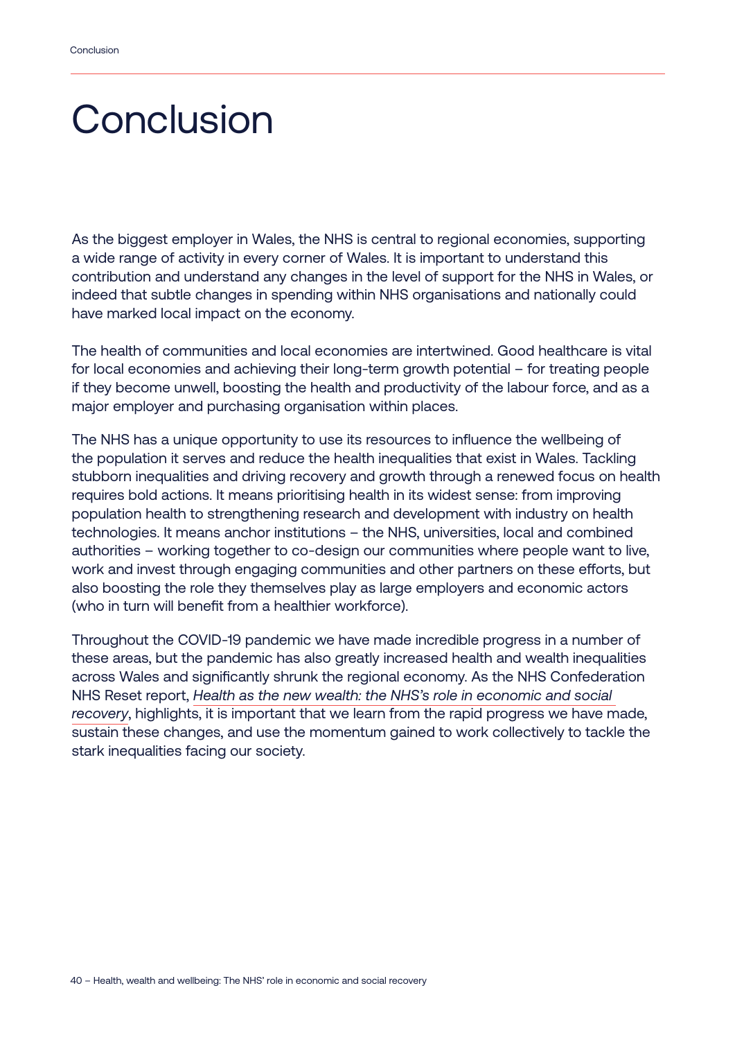# Conclusion

As the biggest employer in Wales, the NHS is central to regional economies, supporting a wide range of activity in every corner of Wales. It is important to understand this contribution and understand any changes in the level of support for the NHS in Wales, or indeed that subtle changes in spending within NHS organisations and nationally could have marked local impact on the economy.

The health of communities and local economies are intertwined. Good healthcare is vital for local economies and achieving their long-term growth potential – for treating people if they become unwell, boosting the health and productivity of the labour force, and as a major employer and purchasing organisation within places.

The NHS has a unique opportunity to use its resources to influence the wellbeing of the population it serves and reduce the health inequalities that exist in Wales. Tackling stubborn inequalities and driving recovery and growth through a renewed focus on health requires bold actions. It means prioritising health in its widest sense: from improving population health to strengthening research and development with industry on health technologies. It means anchor institutions – the NHS, universities, local and combined authorities – working together to co-design our communities where people want to live, work and invest through engaging communities and other partners on these efforts, but also boosting the role they themselves play as large employers and economic actors (who in turn will benefit from a healthier workforce).

Throughout the COVID-19 pandemic we have made incredible progress in a number of these areas, but the pandemic has also greatly increased health and wealth inequalities across Wales and significantly shrunk the regional economy. As the NHS Confederation NHS Reset report, *Health as the new wealth: the NHS's role in economic and social recovery*, highlights, it is important that we learn from the rapid progress we have made, sustain these changes, and use the momentum gained to work collectively to tackle the stark inequalities facing our society.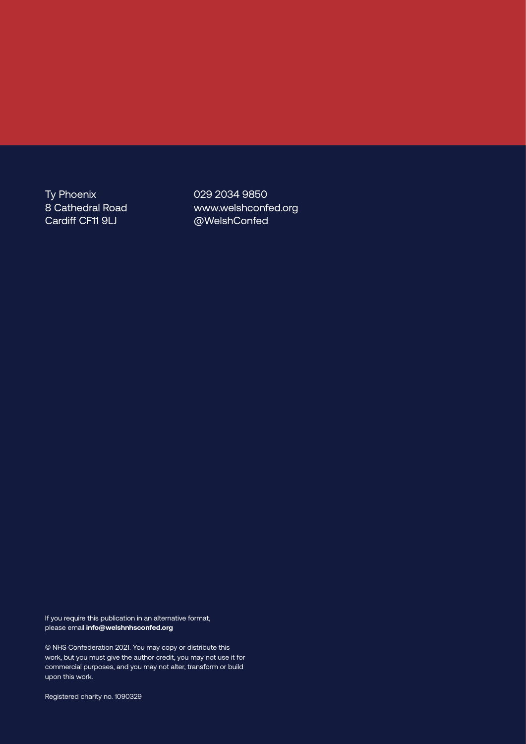Ty Phoenix
8 Cathedral Road
Cardiff CF11 9LJ

029 2034 9850
www.welshconfed.org
@WelshConfed

If you require this publication in an alternative format, please email **info@welshnhsconfed.org**

© NHS Confederation 2021. You may copy or distribute this work, but you must give the author credit, you may not use it for commercial purposes, and you may not alter, transform or build upon this work.

Registered charity no. 1090329